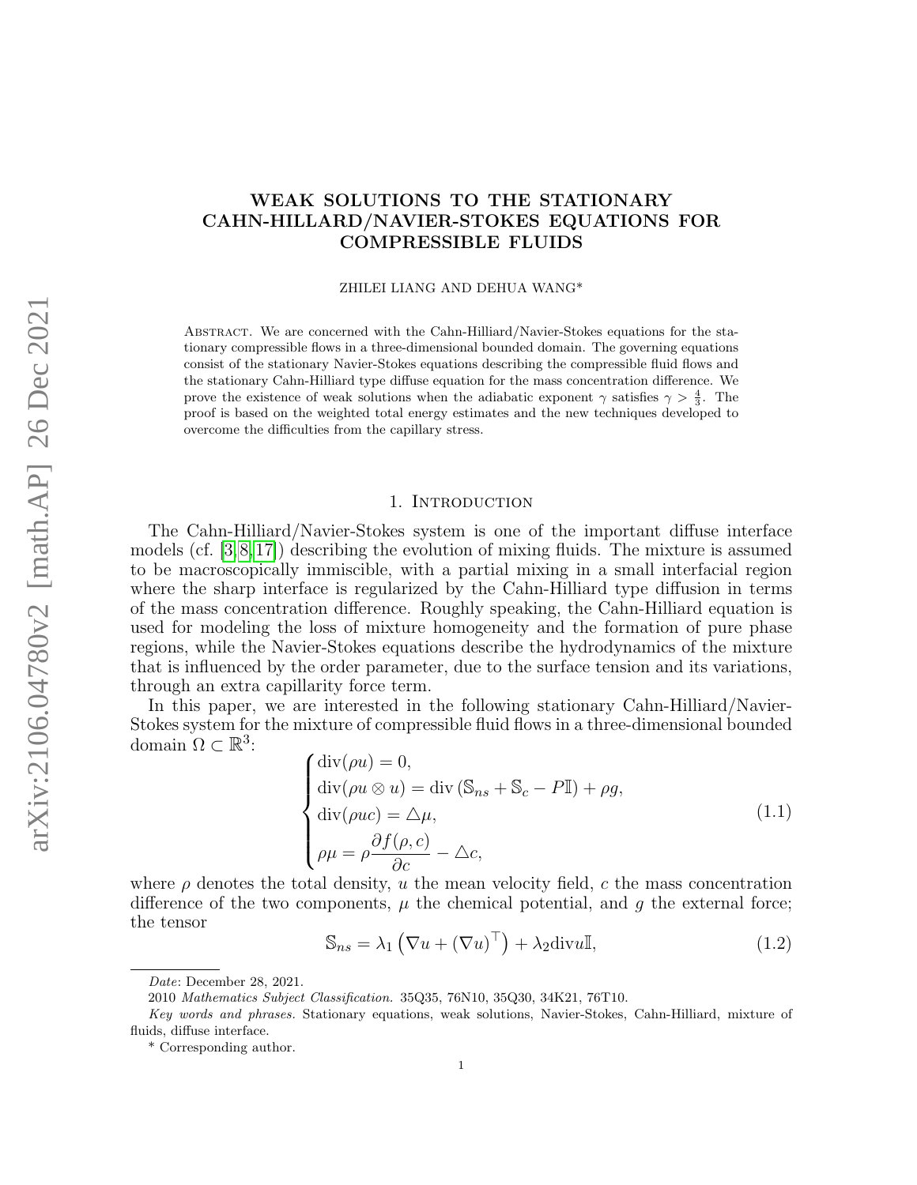# WEAK SOLUTIONS TO THE STATIONARY CAHN-HILLARD/NAVIER-STOKES EQUATIONS FOR COMPRESSIBLE FLUIDS

ZHILEI LIANG AND DEHUA WANG*

Abstract. We are concerned with the Cahn-Hilliard/Navier-Stokes equations for the stationary compressible flows in a three-dimensional bounded domain. The governing equations consist of the stationary Navier-Stokes equations describing the compressible fluid flows and the stationary Cahn-Hilliard type diffuse equation for the mass concentration difference. We prove the existence of weak solutions when the adiabatic exponent $\gamma$ satisfies $\gamma > \frac{4}{3}$. The proof is based on the weighted total energy estimates and the new techniques developed to overcome the difficulties from the capillary stress.

## 1. Introduction

The Cahn-Hilliard/Navier-Stokes system is one of the important diffuse interface models (cf. [3,8,17]) describing the evolution of mixing fluids. The mixture is assumed to be macroscopically immiscible, with a partial mixing in a small interfacial region where the sharp interface is regularized by the Cahn-Hilliard type diffusion in terms of the mass concentration difference. Roughly speaking, the Cahn-Hilliard equation is used for modeling the loss of mixture homogeneity and the formation of pure phase regions, while the Navier-Stokes equations describe the hydrodynamics of the mixture that is influenced by the order parameter, due to the surface tension and its variations, through an extra capillarity force term.

In this paper, we are interested in the following stationary Cahn-Hilliard/Navier-Stokes system for the mixture of compressible fluid flows in a three-dimensional bounded domain $\Omega \subset \mathbb{R}^3$:

$$
\begin{cases}
\operatorname{div}(\rho u) = 0, \\
\operatorname{div}(\rho u \otimes u) = \operatorname{div}\left(\mathbb{S}_{ns} + \mathbb{S}_c - P\mathbb{I}\right) + \rho g, \\
\operatorname{div}(\rho u c) = \triangle \mu, \\
\rho \mu = \rho \dfrac{\partial f(\rho, c)}{\partial c} - \triangle c,
\end{cases}
\tag{1.1}
$$

where $\rho$ denotes the total density, $u$ the mean velocity field, $c$ the mass concentration difference of the two components, $\mu$ the chemical potential, and $g$ the external force; the tensor

$$
\mathbb{S}_{ns} = \lambda_1 \left(\nabla u + (\nabla u)^\top\right) + \lambda_2 \operatorname{div} u \mathbb{I},
\tag{1.2}
$$

---

*Date*: December 28, 2021.

2010 *Mathematics Subject Classification.* 35Q35, 76N10, 35Q30, 34K21, 76T10.

*Key words and phrases.* Stationary equations, weak solutions, Navier-Stokes, Cahn-Hilliard, mixture of fluids, diffuse interface.

\* Corresponding author.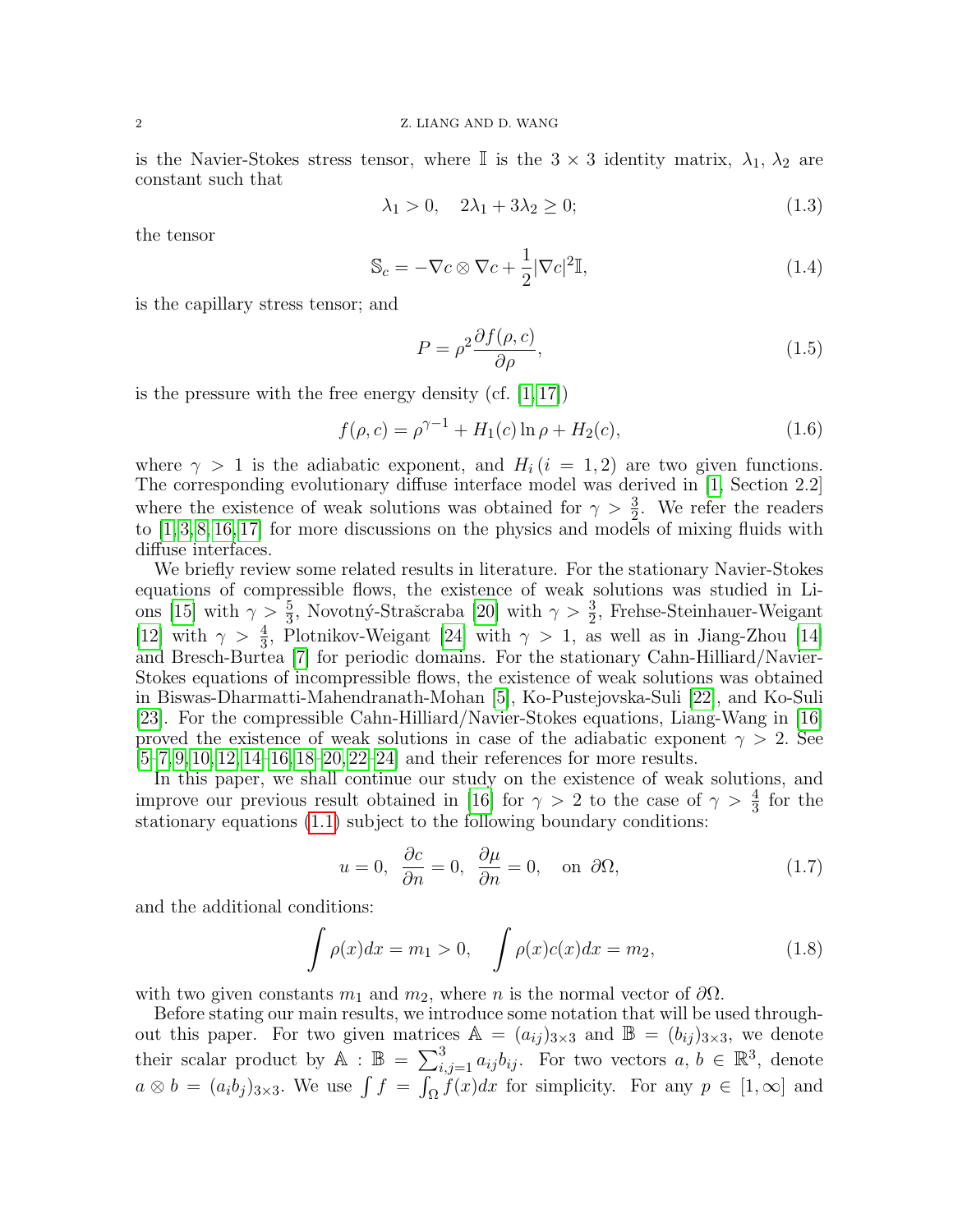is the Navier-Stokes stress tensor, where $\mathbb{I}$ is the $3 \times 3$ identity matrix, $\lambda_1$, $\lambda_2$ are constant such that

$$\lambda_1 > 0, \quad 2\lambda_1 + 3\lambda_2 \geq 0; \tag{1.3}$$

the tensor

$$\mathbb{S}_c = -\nabla c \otimes \nabla c + \frac{1}{2}|\nabla c|^2 \mathbb{I}, \tag{1.4}$$

is the capillary stress tensor; and

$$P = \rho^2 \frac{\partial f(\rho, c)}{\partial \rho}, \tag{1.5}$$

is the pressure with the free energy density (cf. [1,17])

$$f(\rho, c) = \rho^{\gamma - 1} + H_1(c) \ln \rho + H_2(c), \tag{1.6}$$

where $\gamma > 1$ is the adiabatic exponent, and $H_i\,(i = 1, 2)$ are two given functions. The corresponding evolutionary diffuse interface model was derived in [1, Section 2.2] where the existence of weak solutions was obtained for $\gamma > \frac{3}{2}$. We refer the readers to [1,3,8,16,17] for more discussions on the physics and models of mixing fluids with diffuse interfaces.

We briefly review some related results in literature. For the stationary Navier-Stokes equations of compressible flows, the existence of weak solutions was studied in Lions [15] with $\gamma > \frac{5}{3}$, Novotný-Strašcraba [20] with $\gamma > \frac{3}{2}$, Frehse-Steinhauer-Weigant [12] with $\gamma > \frac{4}{3}$, Plotnikov-Weigant [24] with $\gamma > 1$, as well as in Jiang-Zhou [14] and Bresch-Burtea [7] for periodic domains. For the stationary Cahn-Hilliard/Navier-Stokes equations of incompressible flows, the existence of weak solutions was obtained in Biswas-Dharmatti-Mahendranath-Mohan [5], Ko-Pustejovska-Suli [22], and Ko-Suli [23]. For the compressible Cahn-Hilliard/Navier-Stokes equations, Liang-Wang in [16] proved the existence of weak solutions in case of the adiabatic exponent $\gamma > 2$. See [5–7,9,10,12,14–16,18–20,22–24] and their references for more results.

In this paper, we shall continue our study on the existence of weak solutions, and improve our previous result obtained in [16] for $\gamma > 2$ to the case of $\gamma > \frac{4}{3}$ for the stationary equations (1.1) subject to the following boundary conditions:

$$u = 0, \;\; \frac{\partial c}{\partial n} = 0, \;\; \frac{\partial \mu}{\partial n} = 0, \quad \text{on } \partial\Omega, \tag{1.7}$$

and the additional conditions:

$$\int \rho(x)dx = m_1 > 0, \quad \int \rho(x)c(x)dx = m_2, \tag{1.8}$$

with two given constants $m_1$ and $m_2$, where $n$ is the normal vector of $\partial\Omega$.

Before stating our main results, we introduce some notation that will be used throughout this paper. For two given matrices $\mathbb{A} = (a_{ij})_{3\times 3}$ and $\mathbb{B} = (b_{ij})_{3\times 3}$, we denote their scalar product by $\mathbb{A} : \mathbb{B} = \sum_{i,j=1}^{3} a_{ij}b_{ij}$. For two vectors $a, b \in \mathbb{R}^3$, denote $a \otimes b = (a_i b_j)_{3\times 3}$. We use $\int f = \int_\Omega f(x)dx$ for simplicity. For any $p \in [1, \infty]$ and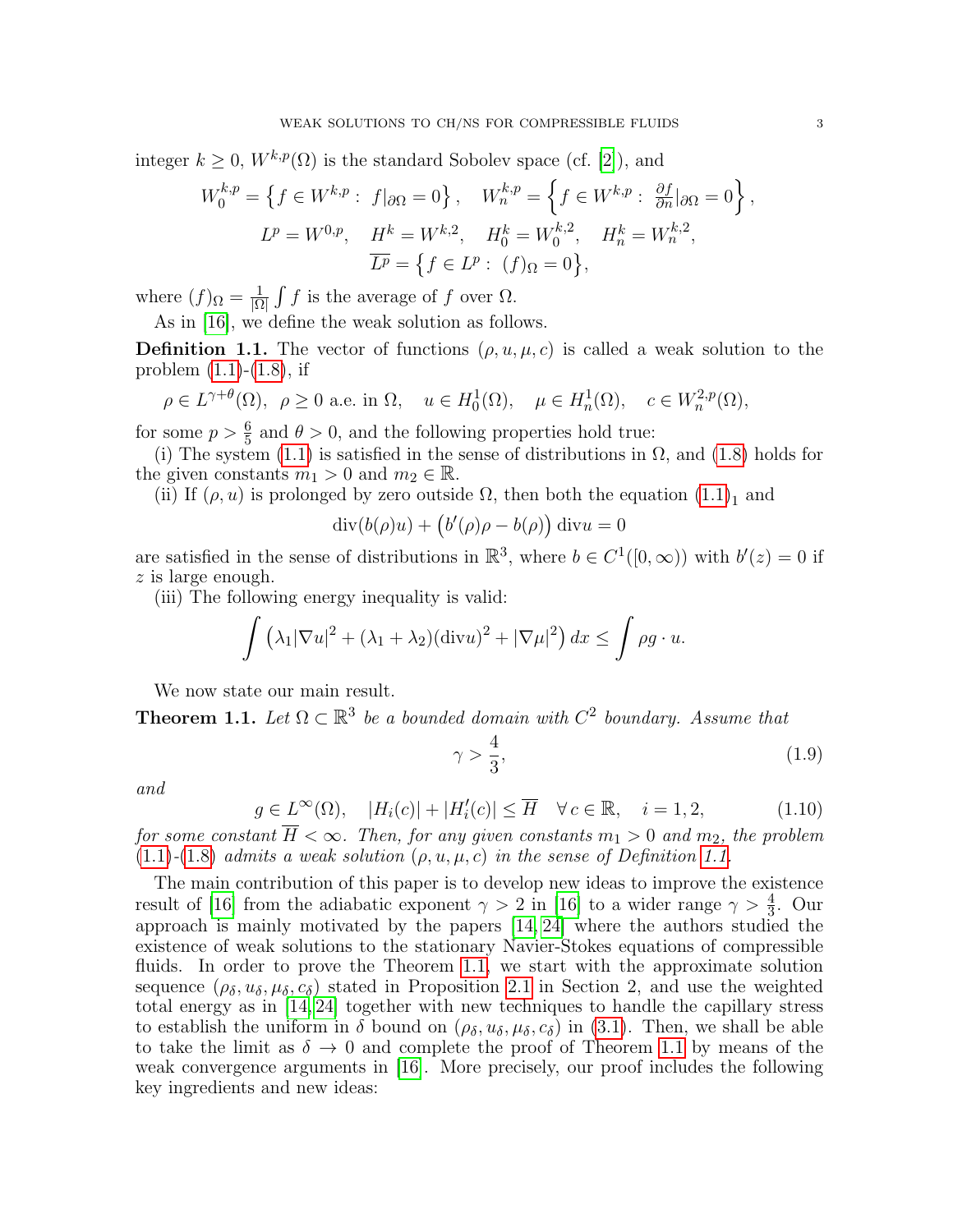integer $k \geq 0$, $W^{k,p}(\Omega)$ is the standard Sobolev space (cf. [2]), and

$$W_0^{k,p} = \left\{ f \in W^{k,p} : \ f|_{\partial\Omega} = 0 \right\}, \quad W_n^{k,p} = \left\{ f \in W^{k,p} : \ \tfrac{\partial f}{\partial n}|_{\partial\Omega} = 0 \right\},$$

$$L^p = W^{0,p}, \quad H^k = W^{k,2}, \quad H_0^k = W_0^{k,2}, \quad H_n^k = W_n^{k,2},$$

$$\overline{L^p} = \left\{ f \in L^p : \ (f)_\Omega = 0 \right\},$$

where $(f)_\Omega = \frac{1}{|\Omega|}\int f$ is the average of $f$ over $\Omega$.

As in [16], we define the weak solution as follows.

**Definition 1.1.** The vector of functions $(\rho, u, \mu, c)$ is called a weak solution to the problem (1.1)-(1.8), if

$$\rho \in L^{\gamma+\theta}(\Omega), \ \rho \geq 0 \text{ a.e. in } \Omega, \quad u \in H_0^1(\Omega), \quad \mu \in H_n^1(\Omega), \quad c \in W_n^{2,p}(\Omega),$$

for some $p > \frac{6}{5}$ and $\theta > 0$, and the following properties hold true:

(i) The system (1.1) is satisfied in the sense of distributions in $\Omega$, and (1.8) holds for the given constants $m_1 > 0$ and $m_2 \in \mathbb{R}$.

(ii) If $(\rho, u)$ is prolonged by zero outside $\Omega$, then both the equation $(1.1)_1$ and

$$\operatorname{div}(b(\rho)u) + \big(b'(\rho)\rho - b(\rho)\big)\operatorname{div} u = 0$$

are satisfied in the sense of distributions in $\mathbb{R}^3$, where $b \in C^1([0,\infty))$ with $b'(z) = 0$ if $z$ is large enough.

(iii) The following energy inequality is valid:

$$\int \left( \lambda_1 |\nabla u|^2 + (\lambda_1 + \lambda_2)(\operatorname{div} u)^2 + |\nabla \mu|^2 \right) dx \leq \int \rho g \cdot u.$$

We now state our main result.

**Theorem 1.1.** *Let $\Omega \subset \mathbb{R}^3$ be a bounded domain with $C^2$ boundary. Assume that*

$$\gamma > \frac{4}{3}, \tag{1.9}$$

*and*

$$g \in L^\infty(\Omega), \quad |H_i(c)| + |H_i'(c)| \leq \overline{H} \quad \forall\, c \in \mathbb{R}, \quad i = 1, 2, \tag{1.10}$$

*for some constant $\overline{H} < \infty$. Then, for any given constants $m_1 > 0$ and $m_2$, the problem (1.1)-(1.8) admits a weak solution $(\rho, u, \mu, c)$ in the sense of Definition 1.1.*

The main contribution of this paper is to develop new ideas to improve the existence result of [16] from the adiabatic exponent $\gamma > 2$ in [16] to a wider range $\gamma > \frac{4}{3}$. Our approach is mainly motivated by the papers [14, 24] where the authors studied the existence of weak solutions to the stationary Navier-Stokes equations of compressible fluids. In order to prove the Theorem 1.1, we start with the approximate solution sequence $(\rho_\delta, u_\delta, \mu_\delta, c_\delta)$ stated in Proposition 2.1 in Section 2, and use the weighted total energy as in [14, 24] together with new techniques to handle the capillary stress to establish the uniform in $\delta$ bound on $(\rho_\delta, u_\delta, \mu_\delta, c_\delta)$ in (3.1). Then, we shall be able to take the limit as $\delta \to 0$ and complete the proof of Theorem 1.1 by means of the weak convergence arguments in [16]. More precisely, our proof includes the following key ingredients and new ideas: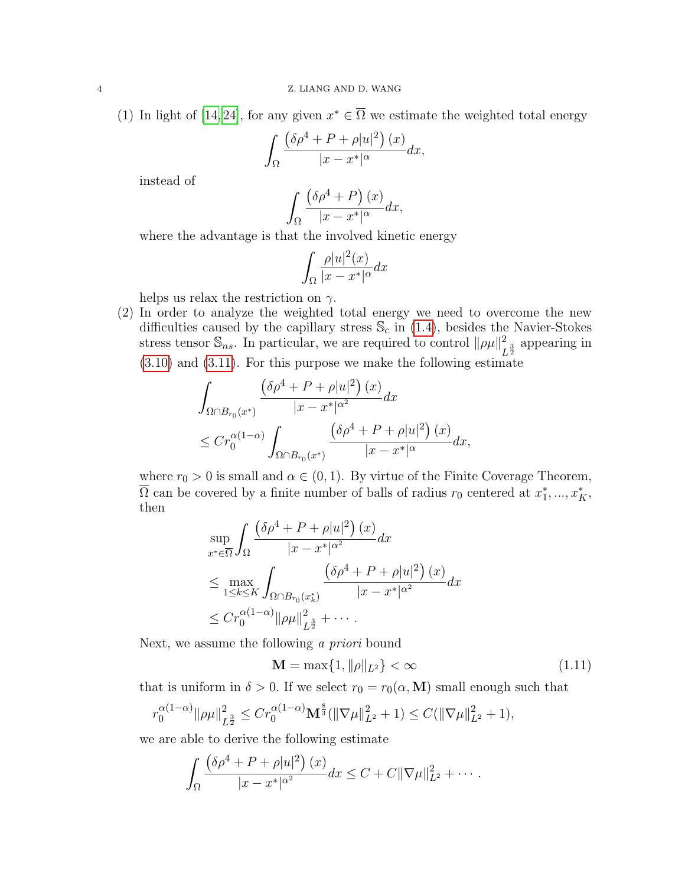(1) In light of [14,24], for any given $x^* \in \overline{\Omega}$ we estimate the weighted total energy

$$\int_\Omega \frac{\left(\delta\rho^4 + P + \rho|u|^2\right)(x)}{|x-x^*|^\alpha}dx,$$

instead of

$$\int_\Omega \frac{\left(\delta\rho^4 + P\right)(x)}{|x-x^*|^\alpha}dx,$$

where the advantage is that the involved kinetic energy

$$\int_\Omega \frac{\rho|u|^2(x)}{|x-x^*|^\alpha}dx$$

helps us relax the restriction on $\gamma$.

(2) In order to analyze the weighted total energy we need to overcome the new difficulties caused by the capillary stress $\mathbb{S}_c$ in (1.4), besides the Navier-Stokes stress tensor $\mathbb{S}_{ns}$. In particular, we are required to control $\|\rho\mu\|^2_{L^{\frac{3}{2}}}$ appearing in (3.10) and (3.11). For this purpose we make the following estimate

$$\begin{aligned}
&\int_{\Omega\cap B_{r_0}(x^*)} \frac{\left(\delta\rho^4 + P + \rho|u|^2\right)(x)}{|x-x^*|^{\alpha^2}}dx \\
&\leq Cr_0^{\alpha(1-\alpha)} \int_{\Omega\cap B_{r_0}(x^*)} \frac{\left(\delta\rho^4 + P + \rho|u|^2\right)(x)}{|x-x^*|^{\alpha}}dx,
\end{aligned}$$

where $r_0 > 0$ is small and $\alpha \in (0,1)$. By virtue of the Finite Coverage Theorem, $\overline{\Omega}$ can be covered by a finite number of balls of radius $r_0$ centered at $x_1^*, ..., x_K^*$, then

$$\begin{aligned}
&\sup_{x^*\in\overline{\Omega}} \int_\Omega \frac{\left(\delta\rho^4 + P + \rho|u|^2\right)(x)}{|x-x^*|^{\alpha^2}}dx \\
&\leq \max_{1\leq k\leq K} \int_{\Omega\cap B_{r_0}(x_k^*)} \frac{\left(\delta\rho^4 + P + \rho|u|^2\right)(x)}{|x-x^*|^{\alpha^2}}dx \\
&\leq Cr_0^{\alpha(1-\alpha)}\|\rho\mu\|^2_{L^{\frac{3}{2}}} + \cdots.
\end{aligned}$$

Next, we assume the following *a priori* bound

$$\mathbf{M} = \max\{1, \|\rho\|_{L^2}\} < \infty \tag{1.11}$$

that is uniform in $\delta > 0$. If we select $r_0 = r_0(\alpha, \mathbf{M})$ small enough such that

$$r_0^{\alpha(1-\alpha)}\|\rho\mu\|^2_{L^{\frac{3}{2}}} \leq Cr_0^{\alpha(1-\alpha)}\mathbf{M}^{\frac{8}{3}}(\|\nabla\mu\|^2_{L^2} + 1) \leq C(\|\nabla\mu\|^2_{L^2} + 1),$$

we are able to derive the following estimate

$$\int_\Omega \frac{\left(\delta\rho^4 + P + \rho|u|^2\right)(x)}{|x-x^*|^{\alpha^2}}dx \leq C + C\|\nabla\mu\|^2_{L^2} + \cdots.$$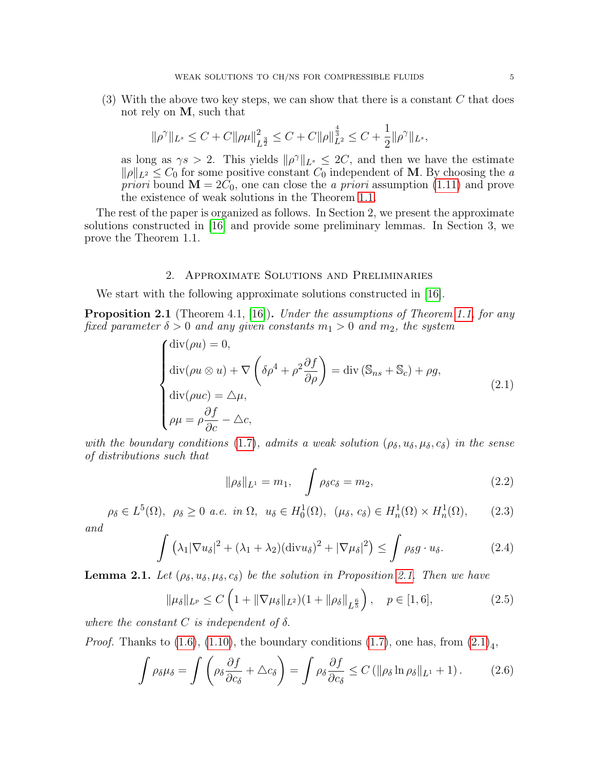(3) With the above two key steps, we can show that there is a constant $C$ that does not rely on $\mathbf{M}$, such that

$$\|\rho^\gamma\|_{L^s} \leq C + C\|\rho\mu\|^2_{L^{\frac{3}{2}}} \leq C + C\|\rho\|^{\frac{4}{3}}_{L^2} \leq C + \frac{1}{2}\|\rho^\gamma\|_{L^s},$$

as long as $\gamma s > 2$. This yields $\|\rho^\gamma\|_{L^s} \leq 2C$, and then we have the estimate $\|\rho\|_{L^2} \leq C_0$ for some positive constant $C_0$ independent of $\mathbf{M}$. By choosing the *a priori* bound $\mathbf{M} = 2C_0$, one can close the *a priori* assumption (1.11) and prove the existence of weak solutions in the Theorem 1.1.

The rest of the paper is organized as follows. In Section 2, we present the approximate solutions constructed in [16] and provide some preliminary lemmas. In Section 3, we prove the Theorem 1.1.

## 2. Approximate Solutions and Preliminaries

We start with the following approximate solutions constructed in [16].

**Proposition 2.1** (Theorem 4.1, [16])**.** *Under the assumptions of Theorem 1.1, for any fixed parameter $\delta > 0$ and any given constants $m_1 > 0$ and $m_2$, the system*

$$\begin{cases} \operatorname{div}(\rho u) = 0, \\ \operatorname{div}(\rho u \otimes u) + \nabla\left(\delta\rho^4 + \rho^2 \dfrac{\partial f}{\partial \rho}\right) = \operatorname{div}\left(\mathbb{S}_{ns} + \mathbb{S}_c\right) + \rho g, \\ \operatorname{div}(\rho u c) = \triangle \mu, \\ \rho\mu = \rho \dfrac{\partial f}{\partial c} - \triangle c, \end{cases} \tag{2.1}$$

*with the boundary conditions (1.7), admits a weak solution $(\rho_\delta, u_\delta, \mu_\delta, c_\delta)$ in the sense of distributions such that*

$$\|\rho_\delta\|_{L^1} = m_1, \quad \int \rho_\delta c_\delta = m_2, \tag{2.2}$$

$$\rho_\delta \in L^5(\Omega),\ \ \rho_\delta \geq 0 \ \text{a.e. in } \Omega,\ \ u_\delta \in H_0^1(\Omega),\ \ (\mu_\delta,\, c_\delta) \in H_n^1(\Omega) \times H_n^1(\Omega), \tag{2.3}$$

*and*

$$\int \left(\lambda_1|\nabla u_\delta|^2 + (\lambda_1 + \lambda_2)(\operatorname{div} u_\delta)^2 + |\nabla \mu_\delta|^2\right) \leq \int \rho_\delta g \cdot u_\delta. \tag{2.4}$$

**Lemma 2.1.** *Let $(\rho_\delta, u_\delta, \mu_\delta, c_\delta)$ be the solution in Proposition 2.1. Then we have*

$$\|\mu_\delta\|_{L^p} \leq C\left(1 + \|\nabla \mu_\delta\|_{L^2})(1 + \|\rho_\delta\|_{L^{\frac{6}{5}}}\right), \quad p \in [1, 6], \tag{2.5}$$

*where the constant $C$ is independent of $\delta$.*

*Proof.* Thanks to (1.6), (1.10), the boundary conditions (1.7), one has, from $(2.1)_4$,

$$\int \rho_\delta \mu_\delta = \int \left(\rho_\delta \frac{\partial f}{\partial c_\delta} + \triangle c_\delta\right) = \int \rho_\delta \frac{\partial f}{\partial c_\delta} \leq C\left(\|\rho_\delta \ln \rho_\delta\|_{L^1} + 1\right). \tag{2.6}$$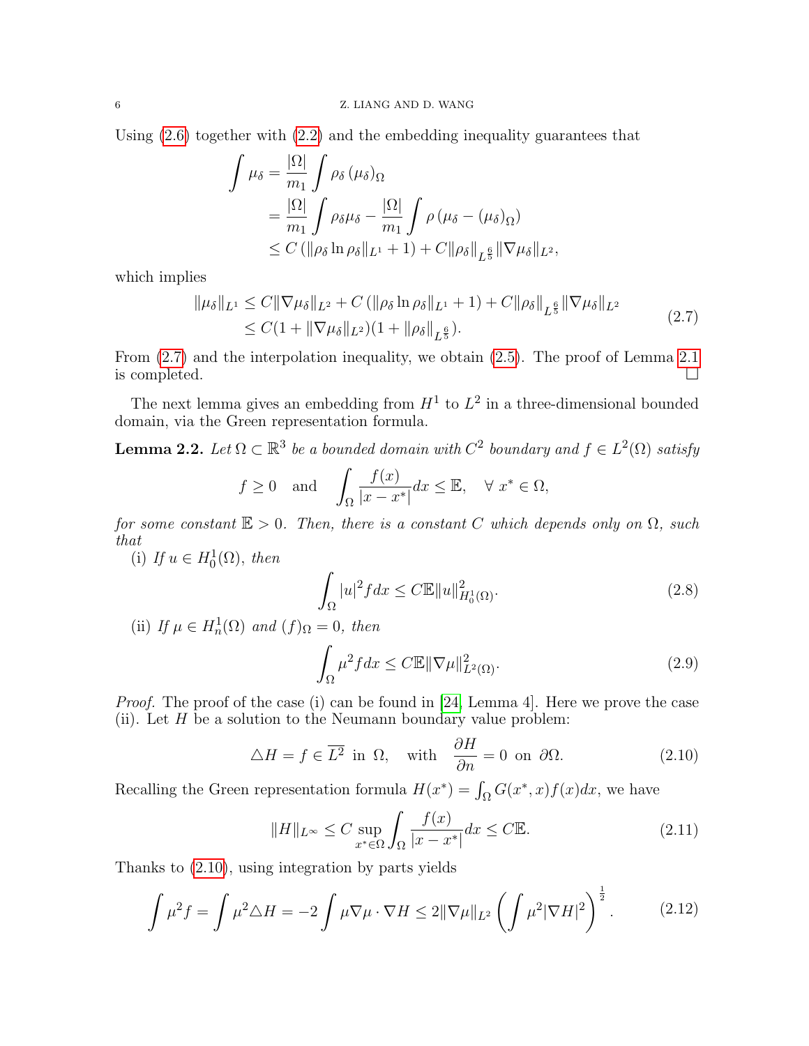Using (2.6) together with (2.2) and the embedding inequality guarantees that

$$
\begin{aligned}
\int \mu_\delta &= \frac{|\Omega|}{m_1} \int \rho_\delta \left(\mu_\delta\right)_\Omega \\
&= \frac{|\Omega|}{m_1} \int \rho_\delta \mu_\delta - \frac{|\Omega|}{m_1} \int \rho \left(\mu_\delta - \left(\mu_\delta\right)_\Omega\right) \\
&\leq C \left(\|\rho_\delta \ln \rho_\delta\|_{L^1} + 1\right) + C\|\rho_\delta\|_{L^{\frac{6}{5}}} \|\nabla \mu_\delta\|_{L^2},
\end{aligned}
$$

which implies

$$
\begin{aligned}
\|\mu_\delta\|_{L^1} &\leq C\|\nabla \mu_\delta\|_{L^2} + C \left(\|\rho_\delta \ln \rho_\delta\|_{L^1} + 1\right) + C\|\rho_\delta\|_{L^{\frac{6}{5}}} \|\nabla \mu_\delta\|_{L^2} \\
&\leq C(1 + \|\nabla \mu_\delta\|_{L^2})(1 + \|\rho_\delta\|_{L^{\frac{6}{5}}}).
\end{aligned}
\tag{2.7}
$$

From (2.7) and the interpolation inequality, we obtain (2.5). The proof of Lemma 2.1 is completed. □

The next lemma gives an embedding from $H^1$ to $L^2$ in a three-dimensional bounded domain, via the Green representation formula.

**Lemma 2.2.** *Let $\Omega \subset \mathbb{R}^3$ be a bounded domain with $C^2$ boundary and $f \in L^2(\Omega)$ satisfy*

$$
f \geq 0 \quad \text{and} \quad \int_\Omega \frac{f(x)}{|x - x^*|} dx \leq \mathbb{E}, \quad \forall\ x^* \in \Omega,
$$

*for some constant $\mathbb{E} > 0$. Then, there is a constant $C$ which depends only on $\Omega$, such that*

(i) *If $u \in H_0^1(\Omega)$, then*

$$
\int_\Omega |u|^2 f dx \leq C\mathbb{E}\|u\|^2_{H_0^1(\Omega)}.
\tag{2.8}
$$

(ii) *If $\mu \in H_n^1(\Omega)$ and $(f)_\Omega = 0$, then*

$$
\int_\Omega \mu^2 f dx \leq C\mathbb{E}\|\nabla \mu\|^2_{L^2(\Omega)}.
\tag{2.9}
$$

*Proof.* The proof of the case (i) can be found in [24, Lemma 4]. Here we prove the case (ii). Let $H$ be a solution to the Neumann boundary value problem:

$$
\triangle H = f \in \overline{L^2} \text{ in } \Omega, \quad \text{with} \quad \frac{\partial H}{\partial n} = 0 \text{ on } \partial\Omega.
\tag{2.10}
$$

Recalling the Green representation formula $H(x^*) = \int_\Omega G(x^*, x) f(x) dx$, we have

$$
\|H\|_{L^\infty} \leq C \sup_{x^* \in \Omega} \int_\Omega \frac{f(x)}{|x - x^*|} dx \leq C\mathbb{E}.
\tag{2.11}
$$

Thanks to (2.10), using integration by parts yields

$$
\int \mu^2 f = \int \mu^2 \triangle H = -2 \int \mu \nabla \mu \cdot \nabla H \leq 2\|\nabla \mu\|_{L^2} \left(\int \mu^2 |\nabla H|^2\right)^{\frac{1}{2}}.
\tag{2.12}
$$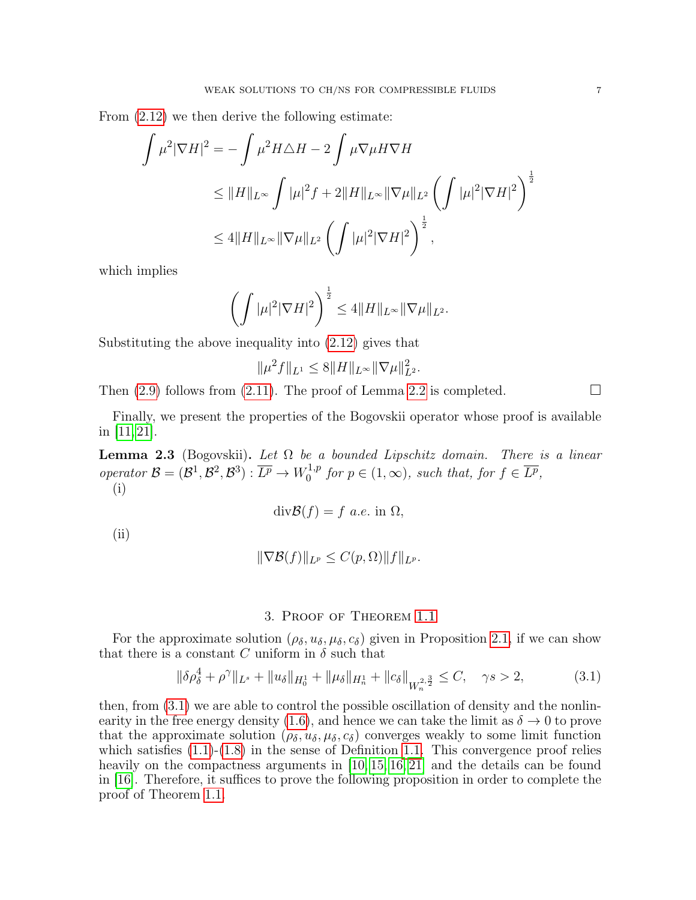From (2.12) we then derive the following estimate:

$$
\begin{aligned}
\int \mu^2 |\nabla H|^2 &= -\int \mu^2 H \triangle H - 2\int \mu \nabla \mu H \nabla H \\
&\leq \|H\|_{L^\infty} \int |\mu|^2 f + 2\|H\|_{L^\infty} \|\nabla \mu\|_{L^2} \left( \int |\mu|^2 |\nabla H|^2 \right)^{\frac{1}{2}} \\
&\leq 4\|H\|_{L^\infty} \|\nabla \mu\|_{L^2} \left( \int |\mu|^2 |\nabla H|^2 \right)^{\frac{1}{2}},
\end{aligned}
$$

which implies

$$
\left( \int |\mu|^2 |\nabla H|^2 \right)^{\frac{1}{2}} \leq 4\|H\|_{L^\infty} \|\nabla \mu\|_{L^2}.
$$

Substituting the above inequality into (2.12) gives that

$$
\|\mu^2 f\|_{L^1} \leq 8\|H\|_{L^\infty} \|\nabla \mu\|_{L^2}^2.
$$

Then (2.9) follows from (2.11). The proof of Lemma 2.2 is completed. □

Finally, we present the properties of the Bogovskii operator whose proof is available in [11, 21].

**Lemma 2.3** (Bogovskii)**.** *Let $\Omega$ be a bounded Lipschitz domain. There is a linear operator $\mathcal{B} = (\mathcal{B}^1, \mathcal{B}^2, \mathcal{B}^3) : \overline{L^p} \to W_0^{1,p}$ for $p \in (1, \infty)$, such that, for $f \in \overline{L^p}$,*

(i)

$$
\operatorname{div} \mathcal{B}(f) = f \text{ a.e. in } \Omega,
$$

(ii)

$$
\|\nabla \mathcal{B}(f)\|_{L^p} \leq C(p, \Omega) \|f\|_{L^p}.
$$

## 3. Proof of Theorem 1.1

For the approximate solution $(\rho_\delta, u_\delta, \mu_\delta, c_\delta)$ given in Proposition 2.1, if we can show that there is a constant $C$ uniform in $\delta$ such that

$$
\|\delta \rho_\delta^4 + \rho^\gamma\|_{L^s} + \|u_\delta\|_{H_0^1} + \|\mu_\delta\|_{H_n^1} + \|c_\delta\|_{W_n^{2,\frac{3}{2}}} \leq C, \quad \gamma s > 2, \tag{3.1}
$$

then, from (3.1) we are able to control the possible oscillation of density and the nonlinearity in the free energy density (1.6), and hence we can take the limit as $\delta \to 0$ to prove that the approximate solution $(\rho_\delta, u_\delta, \mu_\delta, c_\delta)$ converges weakly to some limit function which satisfies (1.1)-(1.8) in the sense of Definition 1.1. This convergence proof relies heavily on the compactness arguments in [10, 15, 16, 21] and the details can be found in [16]. Therefore, it suffices to prove the following proposition in order to complete the proof of Theorem 1.1.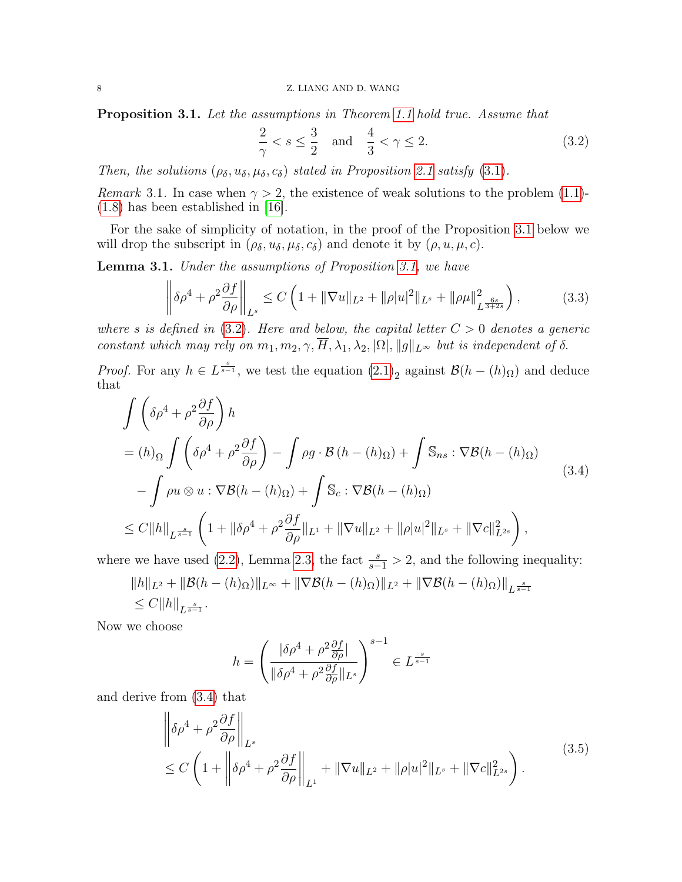**Proposition 3.1.** *Let the assumptions in Theorem 1.1 hold true. Assume that*

$$\frac{2}{\gamma} < s \leq \frac{3}{2} \quad \text{and} \quad \frac{4}{3} < \gamma \leq 2. \tag{3.2}$$

*Then, the solutions $(\rho_\delta, u_\delta, \mu_\delta, c_\delta)$ stated in Proposition 2.1 satisfy (3.1).*

*Remark* 3.1. In case when $\gamma > 2$, the existence of weak solutions to the problem (1.1)-(1.8) has been established in [16].

For the sake of simplicity of notation, in the proof of the Proposition 3.1 below we will drop the subscript in $(\rho_\delta, u_\delta, \mu_\delta, c_\delta)$ and denote it by $(\rho, u, \mu, c)$.

**Lemma 3.1.** *Under the assumptions of Proposition 3.1, we have*

$$\left\| \delta\rho^4 + \rho^2 \frac{\partial f}{\partial \rho} \right\|_{L^s} \leq C \left( 1 + \|\nabla u\|_{L^2} + \|\rho|u|^2\|_{L^s} + \|\rho\mu\|^2_{L^{\frac{6s}{3+2s}}} \right), \tag{3.3}$$

*where $s$ is defined in (3.2). Here and below, the capital letter $C > 0$ denotes a generic constant which may rely on $m_1, m_2, \gamma, \overline{H}, \lambda_1, \lambda_2, |\Omega|, \|g\|_{L^\infty}$ but is independent of $\delta$.*

*Proof.* For any $h \in L^{\frac{s}{s-1}}$, we test the equation $(2.1)_2$ against $\mathcal{B}(h - (h)_\Omega)$ and deduce that

$$\begin{aligned}
&\int \left( \delta\rho^4 + \rho^2 \frac{\partial f}{\partial \rho} \right) h \\
&= (h)_\Omega \int \left( \delta\rho^4 + \rho^2 \frac{\partial f}{\partial \rho} \right) - \int \rho g \cdot \mathcal{B}\left(h - (h)_\Omega\right) + \int \mathbb{S}_{ns} : \nabla \mathcal{B}(h - (h)_\Omega) \\
&\quad - \int \rho u \otimes u : \nabla \mathcal{B}(h - (h)_\Omega) + \int \mathbb{S}_c : \nabla \mathcal{B}(h - (h)_\Omega) \\
&\leq C\|h\|_{L^{\frac{s}{s-1}}} \left( 1 + \|\delta\rho^4 + \rho^2 \frac{\partial f}{\partial \rho}\|_{L^1} + \|\nabla u\|_{L^2} + \|\rho|u|^2\|_{L^s} + \|\nabla c\|^2_{L^{2s}} \right),
\end{aligned} \tag{3.4}$$

where we have used (2.2), Lemma 2.3, the fact $\frac{s}{s-1} > 2$, and the following inequality:

$$\begin{aligned}
&\|h\|_{L^2} + \|\mathcal{B}(h - (h)_\Omega)\|_{L^\infty} + \|\nabla \mathcal{B}(h - (h)_\Omega)\|_{L^2} + \|\nabla \mathcal{B}(h - (h)_\Omega)\|_{L^{\frac{s}{s-1}}} \\
&\leq C\|h\|_{L^{\frac{s}{s-1}}}.
\end{aligned}$$

Now we choose

$$h = \left( \frac{|\delta\rho^4 + \rho^2 \frac{\partial f}{\partial \rho}|}{\|\delta\rho^4 + \rho^2 \frac{\partial f}{\partial \rho}\|_{L^s}} \right)^{s-1} \in L^{\frac{s}{s-1}}$$

and derive from (3.4) that

$$\begin{aligned}
&\left\| \delta\rho^4 + \rho^2 \frac{\partial f}{\partial \rho} \right\|_{L^s} \\
&\leq C \left( 1 + \left\| \delta\rho^4 + \rho^2 \frac{\partial f}{\partial \rho} \right\|_{L^1} + \|\nabla u\|_{L^2} + \|\rho|u|^2\|_{L^s} + \|\nabla c\|^2_{L^{2s}} \right).
\end{aligned} \tag{3.5}$$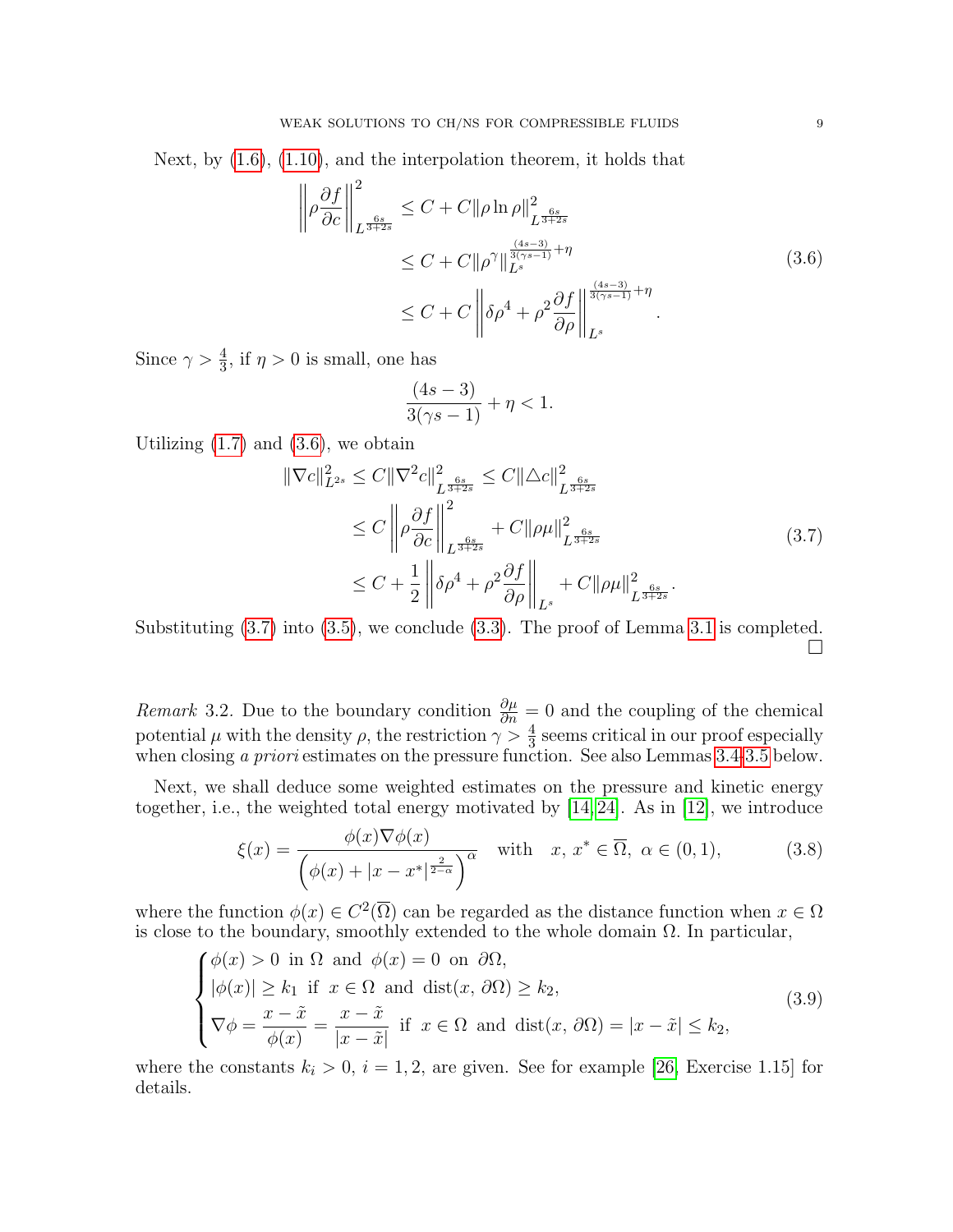Next, by (1.6), (1.10), and the interpolation theorem, it holds that

$$
\begin{aligned}
\left\|\rho\frac{\partial f}{\partial c}\right\|^2_{L^{\frac{6s}{3+2s}}} &\le C + C\|\rho\ln\rho\|^2_{L^{\frac{6s}{3+2s}}} \\
&\le C + C\|\rho^\gamma\|_{L^s}^{\frac{(4s-3)}{3(\gamma s-1)}+\eta} \\
&\le C + C\left\|\delta\rho^4 + \rho^2\frac{\partial f}{\partial\rho}\right\|_{L^s}^{\frac{(4s-3)}{3(\gamma s-1)}+\eta}.
\end{aligned}
\tag{3.6}
$$

Since $\gamma > \frac{4}{3}$, if $\eta > 0$ is small, one has

$$
\frac{(4s-3)}{3(\gamma s-1)} + \eta < 1.
$$

Utilizing (1.7) and (3.6), we obtain

$$
\begin{aligned}
\|\nabla c\|^2_{L^{2s}} &\le C\|\nabla^2 c\|^2_{L^{\frac{6s}{3+2s}}} \le C\|\triangle c\|^2_{L^{\frac{6s}{3+2s}}} \\
&\le C\left\|\rho\frac{\partial f}{\partial c}\right\|^2_{L^{\frac{6s}{3+2s}}} + C\|\rho\mu\|^2_{L^{\frac{6s}{3+2s}}} \\
&\le C + \frac{1}{2}\left\|\delta\rho^4 + \rho^2\frac{\partial f}{\partial\rho}\right\|_{L^s} + C\|\rho\mu\|^2_{L^{\frac{6s}{3+2s}}}.
\end{aligned}
\tag{3.7}
$$

Substituting (3.7) into (3.5), we conclude (3.3). The proof of Lemma 3.1 is completed. $\square$

*Remark* 3.2. Due to the boundary condition $\frac{\partial\mu}{\partial n} = 0$ and the coupling of the chemical potential $\mu$ with the density $\rho$, the restriction $\gamma > \frac{4}{3}$ seems critical in our proof especially when closing *a priori* estimates on the pressure function. See also Lemmas 3.4-3.5 below.

Next, we shall deduce some weighted estimates on the pressure and kinetic energy together, i.e., the weighted total energy motivated by [14, 24]. As in [12], we introduce

$$
\xi(x) = \frac{\phi(x)\nabla\phi(x)}{\left(\phi(x) + |x - x^*|^{\frac{2}{2-\alpha}}\right)^\alpha} \quad \text{with} \quad x,\ x^* \in \overline{\Omega},\ \alpha \in (0,1),
\tag{3.8}
$$

where the function $\phi(x) \in C^2(\overline{\Omega})$ can be regarded as the distance function when $x \in \Omega$ is close to the boundary, smoothly extended to the whole domain $\Omega$. In particular,

$$
\begin{cases}
\phi(x) > 0 \ \text{ in } \Omega \ \text{ and } \ \phi(x) = 0 \ \text{ on } \ \partial\Omega, \\
|\phi(x)| \ge k_1 \ \text{ if } \ x \in \Omega \ \text{ and } \ \mathrm{dist}(x, \partial\Omega) \ge k_2, \\
\nabla\phi = \dfrac{x - \tilde{x}}{\phi(x)} = \dfrac{x - \tilde{x}}{|x - \tilde{x}|} \ \text{ if } \ x \in \Omega \ \text{ and } \ \mathrm{dist}(x, \partial\Omega) = |x - \tilde{x}| \le k_2,
\end{cases}
\tag{3.9}
$$

where the constants $k_i > 0$, $i = 1, 2$, are given. See for example [26, Exercise 1.15] for details.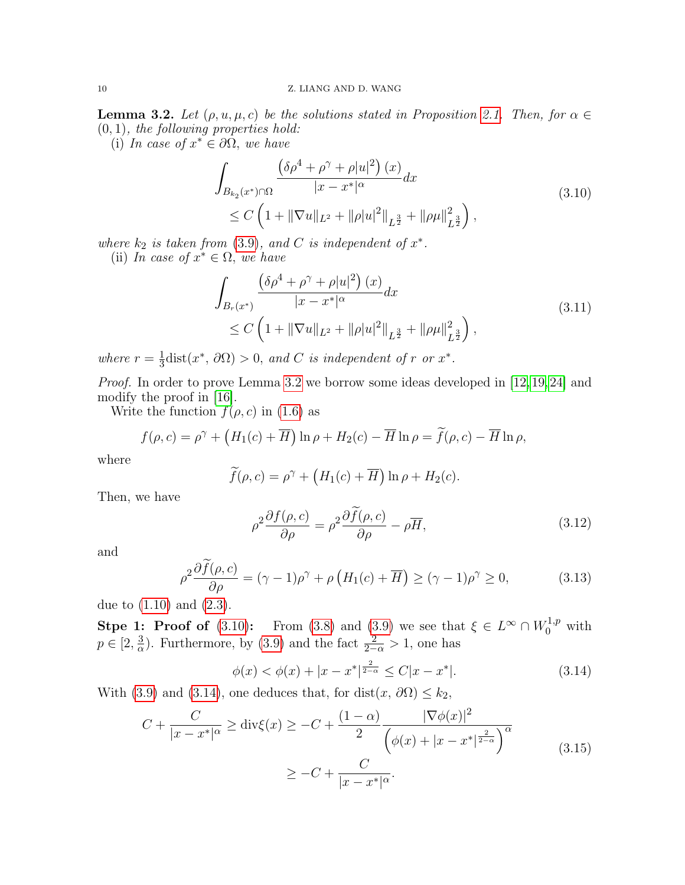**Lemma 3.2.** *Let $(\rho, u, \mu, c)$ be the solutions stated in Proposition 2.1. Then, for $\alpha \in (0,1)$, the following properties hold:*

(i) *In case of $x^* \in \partial\Omega$, we have*

$$
\begin{aligned}
&\int_{B_{k_2}(x^*)\cap\Omega} \frac{\left(\delta\rho^4 + \rho^\gamma + \rho|u|^2\right)(x)}{|x - x^*|^\alpha} dx \\
&\qquad \le C\left(1 + \|\nabla u\|_{L^2} + \left\|\rho|u|^2\right\|_{L^{\frac{3}{2}}} + \|\rho\mu\|^2_{L^{\frac{3}{2}}}\right),
\end{aligned}
\tag{3.10}
$$

*where $k_2$ is taken from (3.9), and $C$ is independent of $x^*$.*

(ii) *In case of $x^* \in \Omega$, we have*

$$
\begin{aligned}
&\int_{B_r(x^*)} \frac{\left(\delta\rho^4 + \rho^\gamma + \rho|u|^2\right)(x)}{|x - x^*|^\alpha} dx \\
&\qquad \le C\left(1 + \|\nabla u\|_{L^2} + \left\|\rho|u|^2\right\|_{L^{\frac{3}{2}}} + \|\rho\mu\|^2_{L^{\frac{3}{2}}}\right),
\end{aligned}
\tag{3.11}
$$

*where $r = \frac{1}{3}\mathrm{dist}(x^*, \partial\Omega) > 0$, and $C$ is independent of $r$ or $x^*$.*

*Proof.* In order to prove Lemma 3.2 we borrow some ideas developed in [12,19,24] and modify the proof in [16].

Write the function $f(\rho, c)$ in (1.6) as

$$
f(\rho, c) = \rho^\gamma + \left(H_1(c) + \overline{H}\right)\ln\rho + H_2(c) - \overline{H}\ln\rho = \widetilde{f}(\rho, c) - \overline{H}\ln\rho,
$$

where

$$
\widetilde{f}(\rho, c) = \rho^\gamma + \left(H_1(c) + \overline{H}\right)\ln\rho + H_2(c).
$$

Then, we have

$$
\rho^2 \frac{\partial f(\rho, c)}{\partial \rho} = \rho^2 \frac{\partial \widetilde{f}(\rho, c)}{\partial \rho} - \rho\overline{H},
\tag{3.12}
$$

and

$$
\rho^2 \frac{\partial \widetilde{f}(\rho, c)}{\partial \rho} = (\gamma - 1)\rho^\gamma + \rho\left(H_1(c) + \overline{H}\right) \ge (\gamma - 1)\rho^\gamma \ge 0,
\tag{3.13}
$$

due to (1.10) and (2.3).

**Stpe 1: Proof of (3.10):** From (3.8) and (3.9) we see that $\xi \in L^\infty \cap W_0^{1,p}$ with $p \in [2, \frac{3}{\alpha})$. Furthermore, by (3.9) and the fact $\frac{2}{2-\alpha} > 1$, one has

$$
\phi(x) < \phi(x) + |x - x^*|^{\frac{2}{2-\alpha}} \le C|x - x^*|.
\tag{3.14}
$$

With (3.9) and (3.14), one deduces that, for $\mathrm{dist}(x, \partial\Omega) \le k_2$,

$$
\begin{aligned}
C + \frac{C}{|x - x^*|^\alpha} \ge \mathrm{div}\xi(x) &\ge -C + \frac{(1-\alpha)}{2}\frac{|\nabla\phi(x)|^2}{\left(\phi(x) + |x - x^*|^{\frac{2}{2-\alpha}}\right)^\alpha} \\
&\ge -C + \frac{C}{|x - x^*|^\alpha}.
\end{aligned}
\tag{3.15}
$$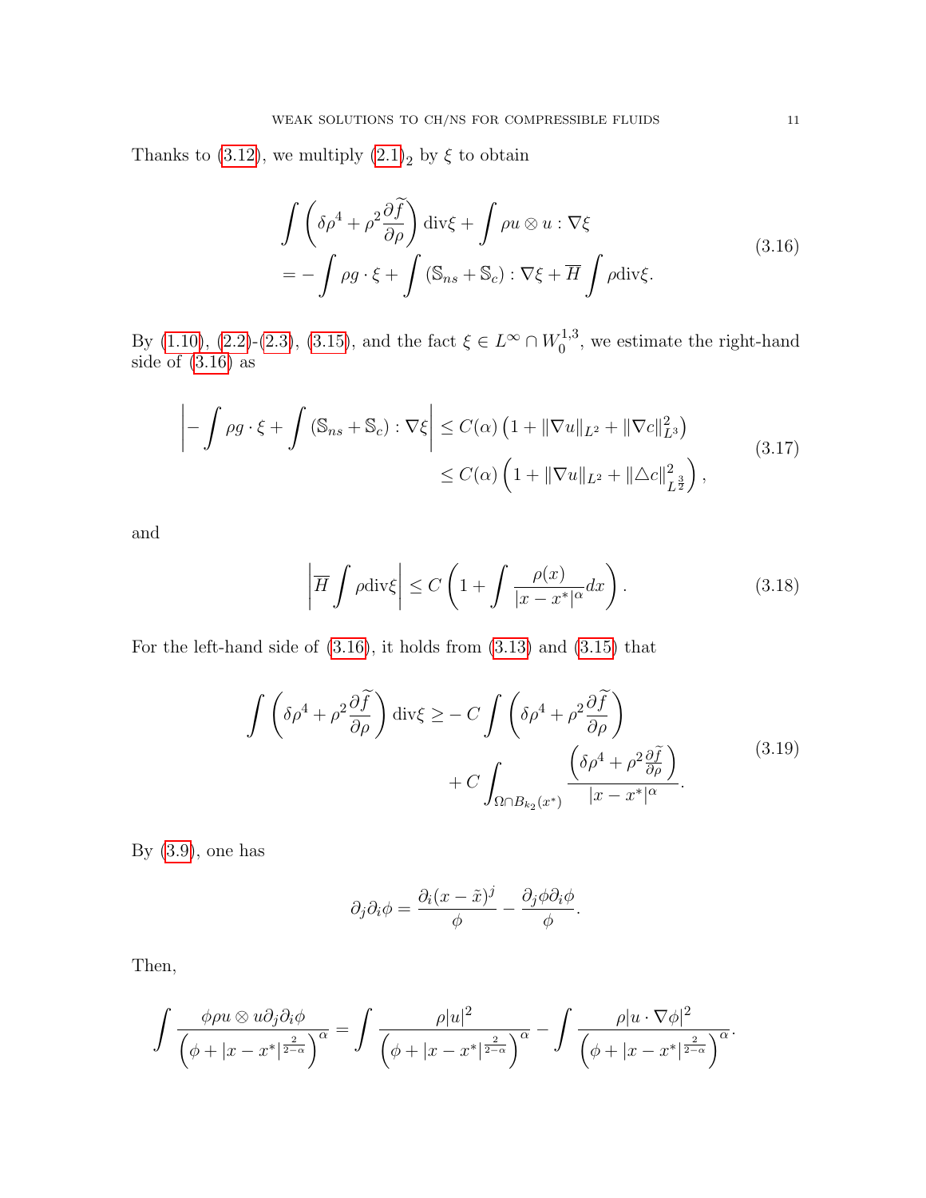Thanks to (3.12), we multiply $(2.1)_2$ by $\xi$ to obtain

$$
\begin{aligned}
&\int \left(\delta\rho^4 + \rho^2 \frac{\partial \widetilde{f}}{\partial \rho}\right) \mathrm{div}\xi + \int \rho u \otimes u : \nabla \xi \\
&= -\int \rho g \cdot \xi + \int (\mathbb{S}_{ns} + \mathbb{S}_c) : \nabla \xi + \overline{H} \int \rho \mathrm{div}\xi.
\end{aligned}
\tag{3.16}
$$

By (1.10), (2.2)-(2.3), (3.15), and the fact $\xi \in L^\infty \cap W_0^{1,3}$, we estimate the right-hand side of (3.16) as

$$
\begin{aligned}
\left| -\int \rho g \cdot \xi + \int (\mathbb{S}_{ns} + \mathbb{S}_c) : \nabla \xi \right| &\leq C(\alpha) \left(1 + \|\nabla u\|_{L^2} + \|\nabla c\|_{L^3}^2\right) \\
&\leq C(\alpha) \left(1 + \|\nabla u\|_{L^2} + \|\triangle c\|_{L^{\frac{3}{2}}}^2\right),
\end{aligned}
\tag{3.17}
$$

and

$$
\left| \overline{H} \int \rho \mathrm{div}\xi \right| \leq C \left(1 + \int \frac{\rho(x)}{|x - x^*|^\alpha} dx\right).
\tag{3.18}
$$

For the left-hand side of (3.16), it holds from (3.13) and (3.15) that

$$
\begin{aligned}
\int \left(\delta\rho^4 + \rho^2 \frac{\partial \widetilde{f}}{\partial \rho}\right) \mathrm{div}\xi \geq &- C \int \left(\delta\rho^4 + \rho^2 \frac{\partial \widetilde{f}}{\partial \rho}\right) \\
&+ C \int_{\Omega \cap B_{k_2}(x^*)} \frac{\left(\delta\rho^4 + \rho^2 \frac{\partial \widetilde{f}}{\partial \rho}\right)}{|x - x^*|^\alpha}.
\end{aligned}
\tag{3.19}
$$

By (3.9), one has

$$
\partial_j \partial_i \phi = \frac{\partial_i (x - \tilde{x})^j}{\phi} - \frac{\partial_j \phi \partial_i \phi}{\phi}.
$$

Then,

$$
\int \frac{\phi \rho u \otimes u \partial_j \partial_i \phi}{\left(\phi + |x - x^*|^{\frac{2}{2-\alpha}}\right)^\alpha} = \int \frac{\rho |u|^2}{\left(\phi + |x - x^*|^{\frac{2}{2-\alpha}}\right)^\alpha} - \int \frac{\rho |u \cdot \nabla \phi|^2}{\left(\phi + |x - x^*|^{\frac{2}{2-\alpha}}\right)^\alpha}.
$$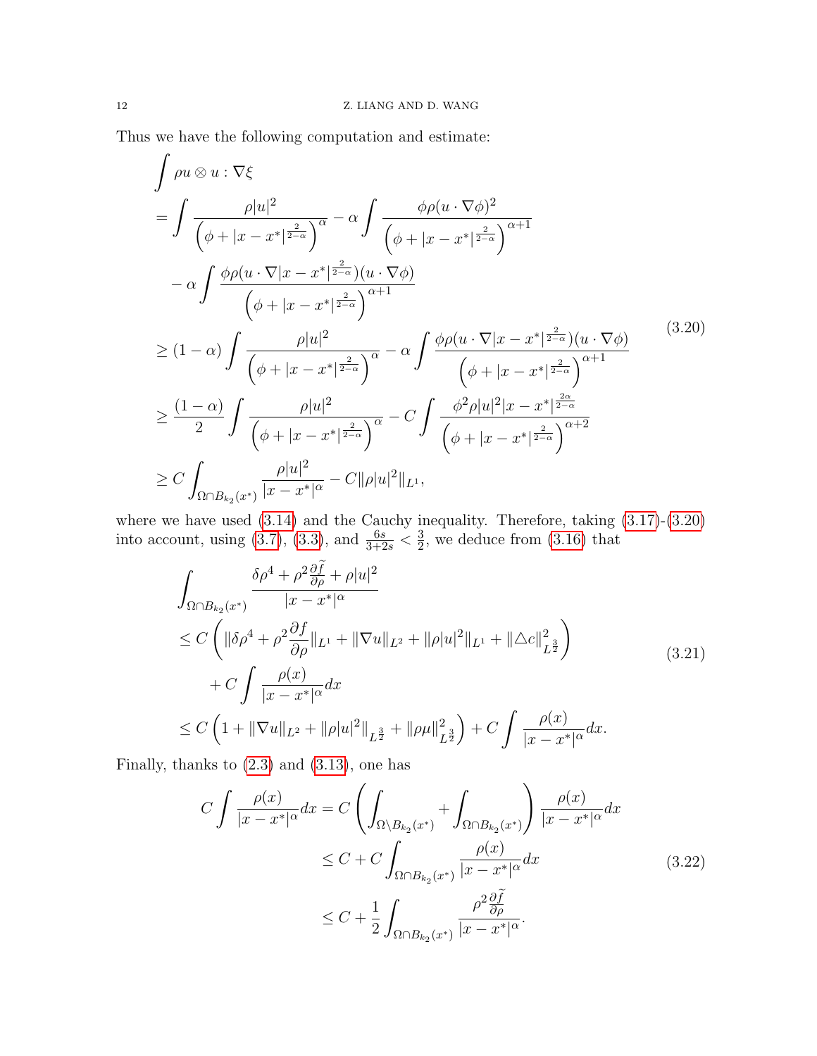Thus we have the following computation and estimate:

$$
\begin{aligned}
&\int \rho u \otimes u : \nabla \xi \\
&= \int \frac{\rho |u|^2}{\left(\phi + |x - x^*|^{\frac{2}{2-\alpha}}\right)^{\alpha}} - \alpha \int \frac{\phi \rho (u \cdot \nabla \phi)^2}{\left(\phi + |x - x^*|^{\frac{2}{2-\alpha}}\right)^{\alpha+1}} \\
&\quad - \alpha \int \frac{\phi \rho (u \cdot \nabla |x - x^*|^{\frac{2}{2-\alpha}})(u \cdot \nabla \phi)}{\left(\phi + |x - x^*|^{\frac{2}{2-\alpha}}\right)^{\alpha+1}} \\
&\geq (1-\alpha) \int \frac{\rho |u|^2}{\left(\phi + |x - x^*|^{\frac{2}{2-\alpha}}\right)^{\alpha}} - \alpha \int \frac{\phi \rho (u \cdot \nabla |x - x^*|^{\frac{2}{2-\alpha}})(u \cdot \nabla \phi)}{\left(\phi + |x - x^*|^{\frac{2}{2-\alpha}}\right)^{\alpha+1}} \\
&\geq \frac{(1-\alpha)}{2} \int \frac{\rho |u|^2}{\left(\phi + |x - x^*|^{\frac{2}{2-\alpha}}\right)^{\alpha}} - C \int \frac{\phi^2 \rho |u|^2 |x - x^*|^{\frac{2\alpha}{2-\alpha}}}{\left(\phi + |x - x^*|^{\frac{2}{2-\alpha}}\right)^{\alpha+2}} \\
&\geq C \int_{\Omega \cap B_{k_2}(x^*)} \frac{\rho |u|^2}{|x - x^*|^{\alpha}} - C \| \rho |u|^2 \|_{L^1},
\end{aligned}
\tag{3.20}
$$

where we have used (3.14) and the Cauchy inequality. Therefore, taking (3.17)-(3.20) into account, using (3.7), (3.3), and $\frac{6s}{3+2s} < \frac{3}{2}$, we deduce from (3.16) that

$$
\begin{aligned}
&\int_{\Omega \cap B_{k_2}(x^*)} \frac{\delta \rho^4 + \rho^2 \frac{\partial \widetilde{f}}{\partial \rho} + \rho |u|^2}{|x - x^*|^{\alpha}} \\
&\leq C \left( \| \delta \rho^4 + \rho^2 \frac{\partial f}{\partial \rho} \|_{L^1} + \| \nabla u \|_{L^2} + \| \rho |u|^2 \|_{L^1} + \| \triangle c \|^2_{L^{\frac{3}{2}}} \right) \\
&\quad + C \int \frac{\rho(x)}{|x - x^*|^{\alpha}} dx \\
&\leq C \left( 1 + \| \nabla u \|_{L^2} + \| \rho |u|^2 \|_{L^{\frac{3}{2}}} + \| \rho \mu \|^2_{L^{\frac{3}{2}}} \right) + C \int \frac{\rho(x)}{|x - x^*|^{\alpha}} dx.
\end{aligned}
\tag{3.21}
$$

Finally, thanks to (2.3) and (3.13), one has

$$
\begin{aligned}
C \int \frac{\rho(x)}{|x - x^*|^{\alpha}} dx &= C \left( \int_{\Omega \setminus B_{k_2}(x^*)} + \int_{\Omega \cap B_{k_2}(x^*)} \right) \frac{\rho(x)}{|x - x^*|^{\alpha}} dx \\
&\leq C + C \int_{\Omega \cap B_{k_2}(x^*)} \frac{\rho(x)}{|x - x^*|^{\alpha}} dx \\
&\leq C + \frac{1}{2} \int_{\Omega \cap B_{k_2}(x^*)} \frac{\rho^2 \frac{\partial \widetilde{f}}{\partial \rho}}{|x - x^*|^{\alpha}}.
\end{aligned}
\tag{3.22}
$$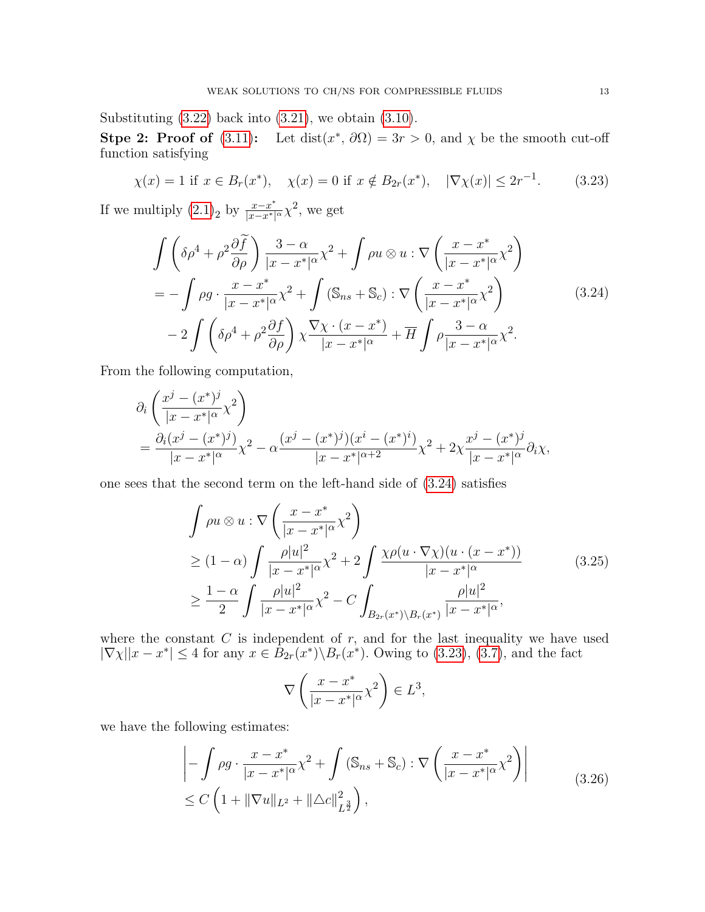Substituting (3.22) back into (3.21), we obtain (3.10).

**Stpe 2: Proof of (3.11):** Let $\mathrm{dist}(x^*, \partial\Omega) = 3r > 0$, and $\chi$ be the smooth cut-off function satisfying

$$\chi(x) = 1 \text{ if } x \in B_r(x^*), \quad \chi(x) = 0 \text{ if } x \notin B_{2r}(x^*), \quad |\nabla \chi(x)| \le 2r^{-1}. \tag{3.23}$$

If we multiply $(2.1)_2$ by $\frac{x-x^*}{|x-x^*|^\alpha}\chi^2$, we get

$$\begin{aligned}
&\int \left( \delta\rho^4 + \rho^2 \frac{\partial \widetilde{f}}{\partial \rho} \right) \frac{3-\alpha}{|x-x^*|^\alpha}\chi^2 + \int \rho u \otimes u : \nabla \left( \frac{x-x^*}{|x-x^*|^\alpha}\chi^2 \right) \\
&= -\int \rho g \cdot \frac{x-x^*}{|x-x^*|^\alpha}\chi^2 + \int (\mathbb{S}_{ns} + \mathbb{S}_c) : \nabla \left( \frac{x-x^*}{|x-x^*|^\alpha}\chi^2 \right) \\
&\quad - 2\int \left( \delta\rho^4 + \rho^2 \frac{\partial f}{\partial \rho} \right) \chi \frac{\nabla \chi \cdot (x-x^*)}{|x-x^*|^\alpha} + \overline{H} \int \rho \frac{3-\alpha}{|x-x^*|^\alpha}\chi^2.
\end{aligned} \tag{3.24}$$

From the following computation,

$$\begin{aligned}
&\partial_i \left( \frac{x^j - (x^*)^j}{|x-x^*|^\alpha}\chi^2 \right) \\
&= \frac{\partial_i (x^j - (x^*)^j)}{|x-x^*|^\alpha}\chi^2 - \alpha \frac{(x^j - (x^*)^j)(x^i - (x^*)^i)}{|x-x^*|^{\alpha+2}}\chi^2 + 2\chi \frac{x^j - (x^*)^j}{|x-x^*|^\alpha}\partial_i \chi,
\end{aligned}$$

one sees that the second term on the left-hand side of (3.24) satisfies

$$\begin{aligned}
&\int \rho u \otimes u : \nabla \left( \frac{x-x^*}{|x-x^*|^\alpha}\chi^2 \right) \\
&\ge (1-\alpha) \int \frac{\rho |u|^2}{|x-x^*|^\alpha}\chi^2 + 2\int \frac{\chi \rho (u \cdot \nabla \chi)(u \cdot (x-x^*))}{|x-x^*|^\alpha} \\
&\ge \frac{1-\alpha}{2} \int \frac{\rho |u|^2}{|x-x^*|^\alpha}\chi^2 - C \int_{B_{2r}(x^*) \setminus B_r(x^*)} \frac{\rho |u|^2}{|x-x^*|^\alpha},
\end{aligned} \tag{3.25}$$

where the constant $C$ is independent of $r$, and for the last inequality we have used $|\nabla \chi||x-x^*| \le 4$ for any $x \in B_{2r}(x^*) \setminus B_r(x^*)$. Owing to (3.23), (3.7), and the fact

$$\nabla \left( \frac{x-x^*}{|x-x^*|^\alpha}\chi^2 \right) \in L^3,$$

we have the following estimates:

$$\begin{aligned}
&\left| -\int \rho g \cdot \frac{x-x^*}{|x-x^*|^\alpha}\chi^2 + \int (\mathbb{S}_{ns} + \mathbb{S}_c) : \nabla \left( \frac{x-x^*}{|x-x^*|^\alpha}\chi^2 \right) \right| \\
&\le C \left( 1 + \|\nabla u\|_{L^2} + \|\triangle c\|_{L^{\frac{3}{2}}}^2 \right),
\end{aligned} \tag{3.26}$$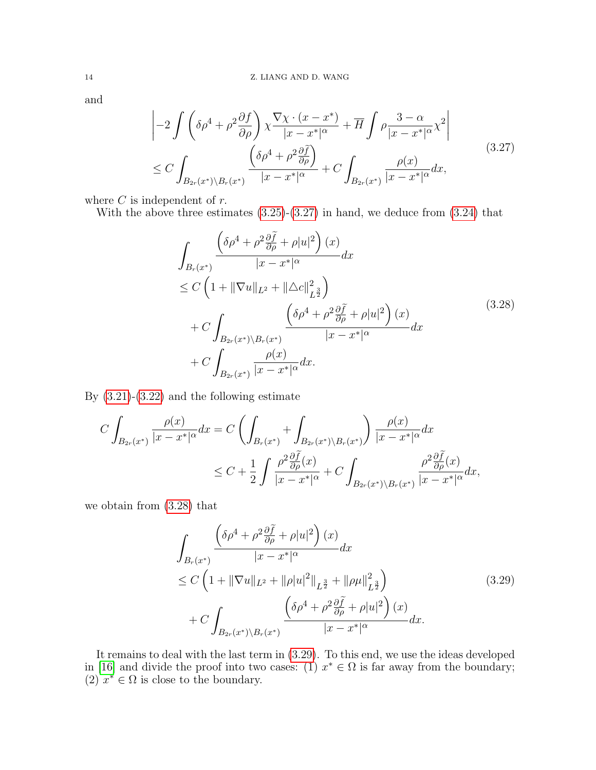and

$$
\begin{aligned}
&\left|-2\int\left(\delta\rho^4+\rho^2\frac{\partial f}{\partial\rho}\right)\chi\frac{\nabla\chi\cdot(x-x^*)}{|x-x^*|^\alpha}+\overline{H}\int\rho\frac{3-\alpha}{|x-x^*|^\alpha}\chi^2\right| \\
&\leq C\int_{B_{2r}(x^*)\backslash B_r(x^*)}\frac{\left(\delta\rho^4+\rho^2\frac{\partial\widetilde{f}}{\partial\rho}\right)}{|x-x^*|^\alpha}+C\int_{B_{2r}(x^*)}\frac{\rho(x)}{|x-x^*|^\alpha}dx,
\end{aligned}
\tag{3.27}
$$

where $C$ is independent of $r$.

With the above three estimates (3.25)-(3.27) in hand, we deduce from (3.24) that

$$
\begin{aligned}
&\int_{B_r(x^*)}\frac{\left(\delta\rho^4+\rho^2\frac{\partial\widetilde{f}}{\partial\rho}+\rho|u|^2\right)(x)}{|x-x^*|^\alpha}dx \\
&\leq C\left(1+\|\nabla u\|_{L^2}+\|\triangle c\|_{L^{\frac{3}{2}}}^2\right) \\
&\quad+C\int_{B_{2r}(x^*)\backslash B_r(x^*)}\frac{\left(\delta\rho^4+\rho^2\frac{\partial\widetilde{f}}{\partial\rho}+\rho|u|^2\right)(x)}{|x-x^*|^\alpha}dx \\
&\quad+C\int_{B_{2r}(x^*)}\frac{\rho(x)}{|x-x^*|^\alpha}dx.
\end{aligned}
\tag{3.28}
$$

By (3.21)-(3.22) and the following estimate

$$
\begin{aligned}
C\int_{B_{2r}(x^*)}\frac{\rho(x)}{|x-x^*|^\alpha}dx&=C\left(\int_{B_r(x^*)}+\int_{B_{2r}(x^*)\backslash B_r(x^*)}\right)\frac{\rho(x)}{|x-x^*|^\alpha}dx \\
&\leq C+\frac{1}{2}\int\frac{\rho^2\frac{\partial\widetilde{f}}{\partial\rho}(x)}{|x-x^*|^\alpha}+C\int_{B_{2r}(x^*)\backslash B_r(x^*)}\frac{\rho^2\frac{\partial\widetilde{f}}{\partial\rho}(x)}{|x-x^*|^\alpha}dx,
\end{aligned}
$$

we obtain from (3.28) that

$$
\begin{aligned}
&\int_{B_r(x^*)}\frac{\left(\delta\rho^4+\rho^2\frac{\partial\widetilde{f}}{\partial\rho}+\rho|u|^2\right)(x)}{|x-x^*|^\alpha}dx \\
&\leq C\left(1+\|\nabla u\|_{L^2}+\|\rho|u|^2\|_{L^{\frac{3}{2}}}+\|\rho\mu\|_{L^{\frac{3}{2}}}^2\right) \\
&\quad+C\int_{B_{2r}(x^*)\backslash B_r(x^*)}\frac{\left(\delta\rho^4+\rho^2\frac{\partial\widetilde{f}}{\partial\rho}+\rho|u|^2\right)(x)}{|x-x^*|^\alpha}dx.
\end{aligned}
\tag{3.29}
$$

It remains to deal with the last term in (3.29). To this end, we use the ideas developed in [16] and divide the proof into two cases: (1) $x^*\in\Omega$ is far away from the boundary; (2) $x^*\in\Omega$ is close to the boundary.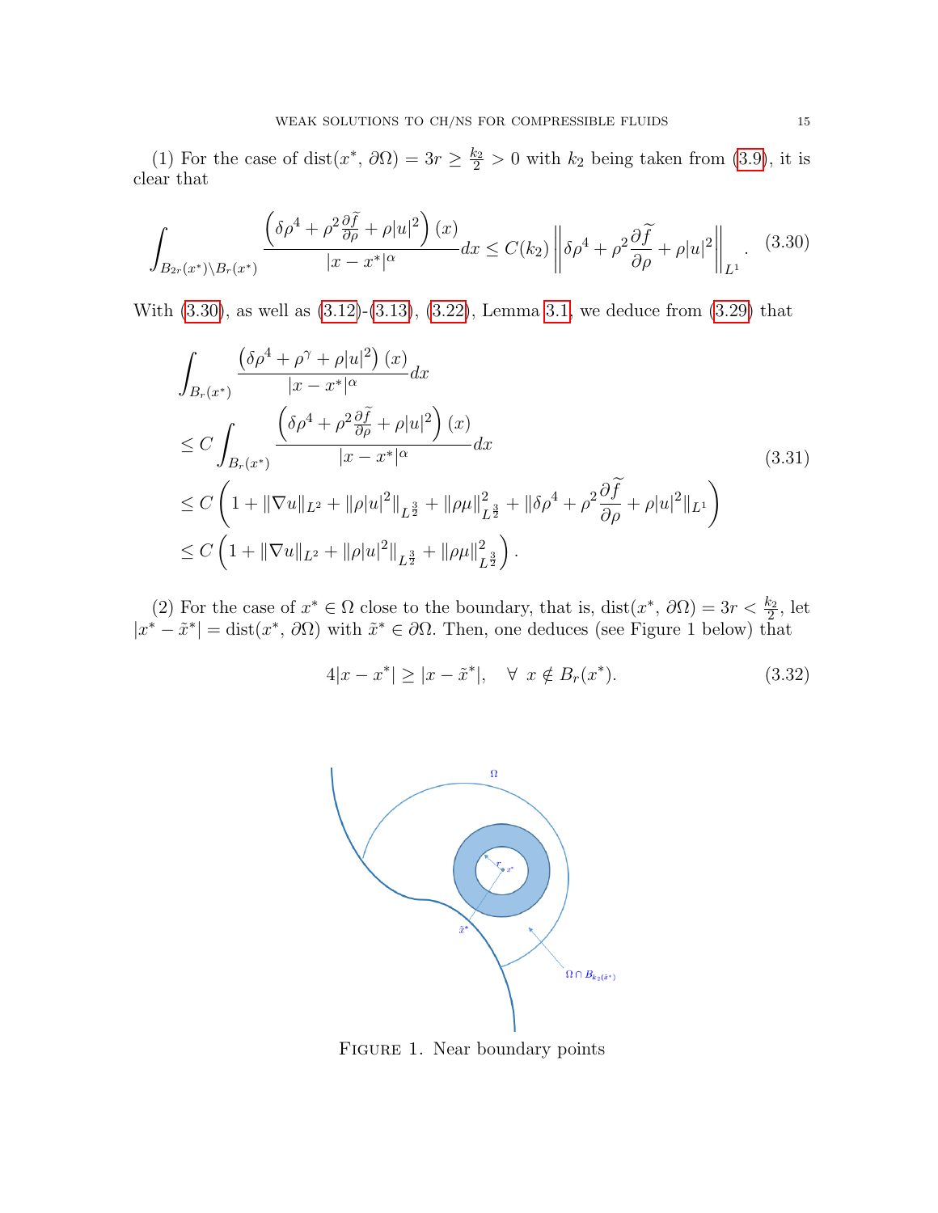(1) For the case of $\operatorname{dist}(x^*, \partial\Omega) = 3r \geq \frac{k_2}{2} > 0$ with $k_2$ being taken from (3.9), it is clear that

$$\int_{B_{2r}(x^*)\setminus B_r(x^*)} \frac{\left(\delta\rho^4 + \rho^2 \frac{\partial \widetilde{f}}{\partial \rho} + \rho|u|^2\right)(x)}{|x-x^*|^\alpha} dx \leq C(k_2) \left\| \delta\rho^4 + \rho^2 \frac{\partial \widetilde{f}}{\partial \rho} + \rho |u|^2 \right\|_{L^1}. \tag{3.30}$$

With (3.30), as well as (3.12)-(3.13), (3.22), Lemma 3.1, we deduce from (3.29) that

$$\begin{aligned}
&\int_{B_r(x^*)} \frac{\left(\delta\rho^4 + \rho^\gamma + \rho|u|^2\right)(x)}{|x-x^*|^\alpha} dx \\
&\leq C \int_{B_r(x^*)} \frac{\left(\delta\rho^4 + \rho^2 \frac{\partial \widetilde{f}}{\partial \rho} + \rho|u|^2\right)(x)}{|x-x^*|^\alpha} dx \\
&\leq C \left( 1 + \|\nabla u\|_{L^2} + \|\rho|u|^2\|_{L^{\frac{3}{2}}} + \|\rho\mu\|^2_{L^{\frac{3}{2}}} + \|\delta\rho^4 + \rho^2 \frac{\partial \widetilde{f}}{\partial \rho} + \rho|u|^2\|_{L^1} \right) \\
&\leq C \left( 1 + \|\nabla u\|_{L^2} + \|\rho|u|^2\|_{L^{\frac{3}{2}}} + \|\rho\mu\|^2_{L^{\frac{3}{2}}} \right).
\end{aligned} \tag{3.31}$$

(2) For the case of $x^* \in \Omega$ close to the boundary, that is, $\operatorname{dist}(x^*, \partial\Omega) = 3r < \frac{k_2}{2}$, let $|x^* - \tilde{x}^*| = \operatorname{dist}(x^*, \partial\Omega)$ with $\tilde{x}^* \in \partial\Omega$. Then, one deduces (see Figure 1 below) that

$$4|x - x^*| \geq |x - \tilde{x}^*|, \quad \forall\ x \notin B_r(x^*). \tag{3.32}$$

Figure 1. Near boundary points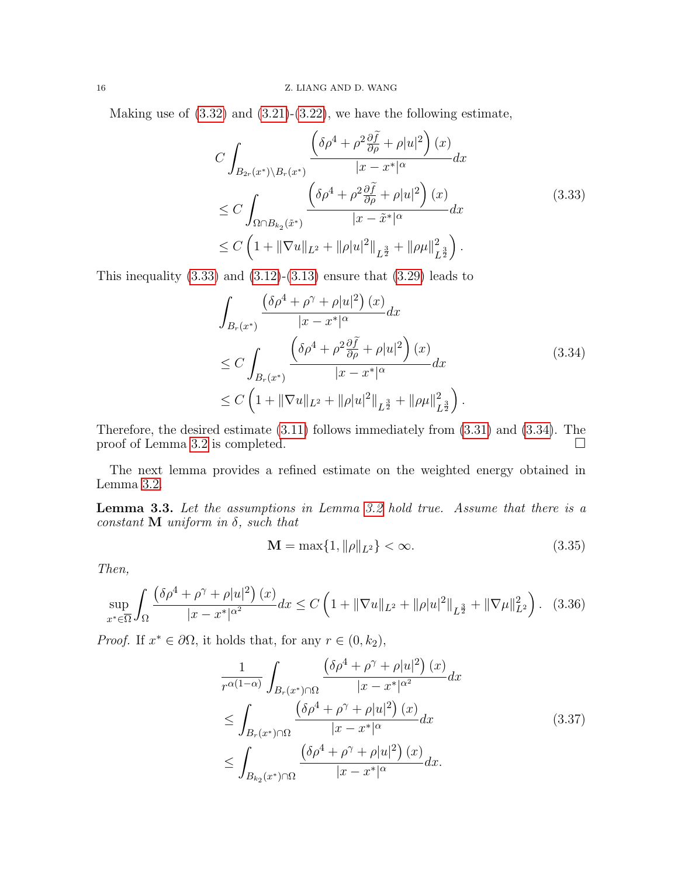Making use of (3.32) and (3.21)-(3.22), we have the following estimate,

$$
\begin{aligned}
&C \int_{B_{2r}(x^*)\setminus B_r(x^*)} \frac{\left(\delta\rho^4 + \rho^2 \frac{\partial \widetilde{f}}{\partial \rho} + \rho|u|^2\right)(x)}{|x-x^*|^\alpha} dx \\
&\leq C \int_{\Omega\cap B_{k_2}(\tilde{x}^*)} \frac{\left(\delta\rho^4 + \rho^2 \frac{\partial \widetilde{f}}{\partial \rho} + \rho|u|^2\right)(x)}{|x-\tilde{x}^*|^\alpha} dx \\
&\leq C \left(1 + \|\nabla u\|_{L^2} + \|\rho|u|^2\|_{L^{\frac{3}{2}}} + \|\rho\mu\|^2_{L^{\frac{3}{2}}}\right).
\end{aligned}
\tag{3.33}
$$

This inequality (3.33) and (3.12)-(3.13) ensure that (3.29) leads to

$$
\begin{aligned}
&\int_{B_r(x^*)} \frac{\left(\delta\rho^4 + \rho^\gamma + \rho|u|^2\right)(x)}{|x-x^*|^\alpha} dx \\
&\leq C \int_{B_r(x^*)} \frac{\left(\delta\rho^4 + \rho^2 \frac{\partial \widetilde{f}}{\partial \rho} + \rho|u|^2\right)(x)}{|x-x^*|^\alpha} dx \\
&\leq C \left(1 + \|\nabla u\|_{L^2} + \|\rho|u|^2\|_{L^{\frac{3}{2}}} + \|\rho\mu\|^2_{L^{\frac{3}{2}}}\right).
\end{aligned}
\tag{3.34}
$$

Therefore, the desired estimate (3.11) follows immediately from (3.31) and (3.34). The proof of Lemma 3.2 is completed. □

The next lemma provides a refined estimate on the weighted energy obtained in Lemma 3.2.

**Lemma 3.3.** *Let the assumptions in Lemma 3.2 hold true. Assume that there is a constant* $\mathbf{M}$ *uniform in* $\delta$*, such that*

$$
\mathbf{M} = \max\{1, \|\rho\|_{L^2}\} < \infty. \tag{3.35}
$$

*Then,*

$$
\sup_{x^*\in\overline{\Omega}} \int_\Omega \frac{\left(\delta\rho^4 + \rho^\gamma + \rho|u|^2\right)(x)}{|x-x^*|^{\alpha^2}} dx \leq C\left(1 + \|\nabla u\|_{L^2} + \|\rho|u|^2\|_{L^{\frac{3}{2}}} + \|\nabla\mu\|^2_{L^2}\right). \tag{3.36}
$$

*Proof.* If $x^* \in \partial\Omega$, it holds that, for any $r \in (0, k_2)$,

$$
\begin{aligned}
&\frac{1}{r^{\alpha(1-\alpha)}} \int_{B_r(x^*)\cap\Omega} \frac{\left(\delta\rho^4 + \rho^\gamma + \rho|u|^2\right)(x)}{|x-x^*|^{\alpha^2}} dx \\
&\leq \int_{B_r(x^*)\cap\Omega} \frac{\left(\delta\rho^4 + \rho^\gamma + \rho|u|^2\right)(x)}{|x-x^*|^\alpha} dx \\
&\leq \int_{B_{k_2}(x^*)\cap\Omega} \frac{\left(\delta\rho^4 + \rho^\gamma + \rho|u|^2\right)(x)}{|x-x^*|^\alpha} dx.
\end{aligned}
\tag{3.37}
$$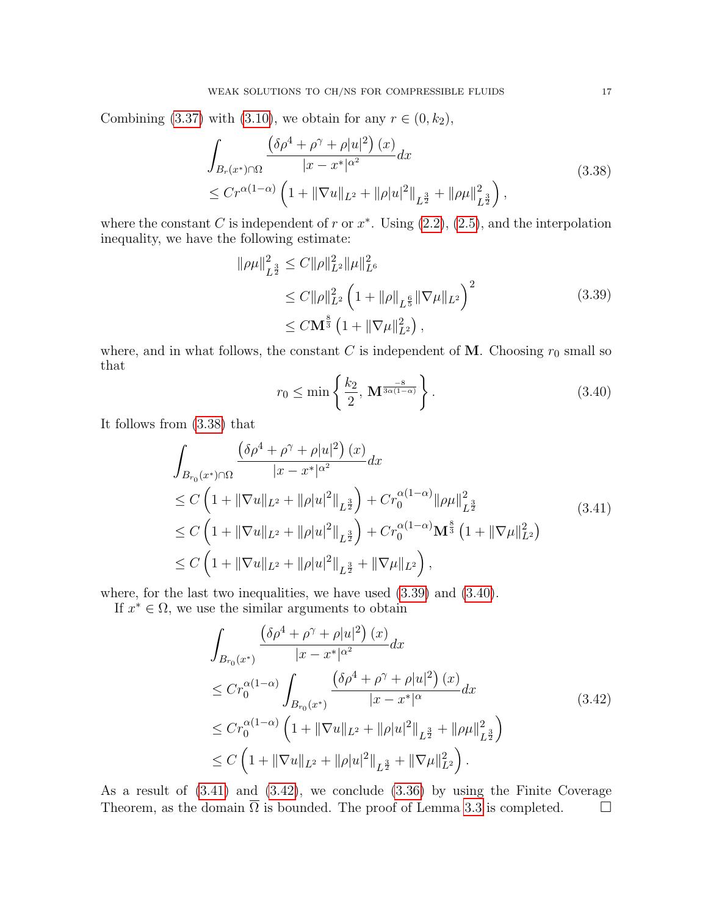Combining (3.37) with (3.10), we obtain for any $r \in (0, k_2)$,

$$
\begin{aligned}
&\int_{B_r(x^*)\cap\Omega} \frac{\left(\delta\rho^4 + \rho^\gamma + \rho|u|^2\right)(x)}{|x - x^*|^{\alpha^2}} dx \\
&\leq Cr^{\alpha(1-\alpha)} \left(1 + \|\nabla u\|_{L^2} + \|\rho|u|^2\|_{L^{\frac{3}{2}}} + \|\rho\mu\|^2_{L^{\frac{3}{2}}}\right),
\end{aligned}
\tag{3.38}
$$

where the constant $C$ is independent of $r$ or $x^*$. Using (2.2), (2.5), and the interpolation inequality, we have the following estimate:

$$
\begin{aligned}
\|\rho\mu\|^2_{L^{\frac{3}{2}}} &\leq C\|\rho\|^2_{L^2}\|\mu\|^2_{L^6} \\
&\leq C\|\rho\|^2_{L^2}\left(1 + \|\rho\|_{L^{\frac{6}{5}}}\|\nabla\mu\|_{L^2}\right)^2 \\
&\leq C\mathbf{M}^{\frac{8}{3}}\left(1 + \|\nabla\mu\|^2_{L^2}\right),
\end{aligned}
\tag{3.39}
$$

where, and in what follows, the constant $C$ is independent of $\mathbf{M}$. Choosing $r_0$ small so that

$$
r_0 \leq \min\left\{\frac{k_2}{2}, \mathbf{M}^{\frac{-8}{3\alpha(1-\alpha)}}\right\}. \tag{3.40}
$$

It follows from (3.38) that

$$
\begin{aligned}
&\int_{B_{r_0}(x^*)\cap\Omega} \frac{\left(\delta\rho^4 + \rho^\gamma + \rho|u|^2\right)(x)}{|x - x^*|^{\alpha^2}} dx \\
&\leq C\left(1 + \|\nabla u\|_{L^2} + \|\rho|u|^2\|_{L^{\frac{3}{2}}}\right) + Cr_0^{\alpha(1-\alpha)}\|\rho\mu\|^2_{L^{\frac{3}{2}}} \\
&\leq C\left(1 + \|\nabla u\|_{L^2} + \|\rho|u|^2\|_{L^{\frac{3}{2}}}\right) + Cr_0^{\alpha(1-\alpha)}\mathbf{M}^{\frac{8}{3}}\left(1 + \|\nabla\mu\|^2_{L^2}\right) \\
&\leq C\left(1 + \|\nabla u\|_{L^2} + \|\rho|u|^2\|_{L^{\frac{3}{2}}} + \|\nabla\mu\|_{L^2}\right),
\end{aligned}
\tag{3.41}
$$

where, for the last two inequalities, we have used (3.39) and (3.40).

If $x^* \in \Omega$, we use the similar arguments to obtain

$$
\begin{aligned}
&\int_{B_{r_0}(x^*)} \frac{\left(\delta\rho^4 + \rho^\gamma + \rho|u|^2\right)(x)}{|x - x^*|^{\alpha^2}} dx \\
&\leq Cr_0^{\alpha(1-\alpha)} \int_{B_{r_0}(x^*)} \frac{\left(\delta\rho^4 + \rho^\gamma + \rho|u|^2\right)(x)}{|x - x^*|^{\alpha}} dx \\
&\leq Cr_0^{\alpha(1-\alpha)}\left(1 + \|\nabla u\|_{L^2} + \|\rho|u|^2\|_{L^{\frac{3}{2}}} + \|\rho\mu\|^2_{L^{\frac{3}{2}}}\right) \\
&\leq C\left(1 + \|\nabla u\|_{L^2} + \|\rho|u|^2\|_{L^{\frac{3}{2}}} + \|\nabla\mu\|^2_{L^2}\right).
\end{aligned}
\tag{3.42}
$$

As a result of (3.41) and (3.42), we conclude (3.36) by using the Finite Coverage Theorem, as the domain $\overline{\Omega}$ is bounded. The proof of Lemma 3.3 is completed. □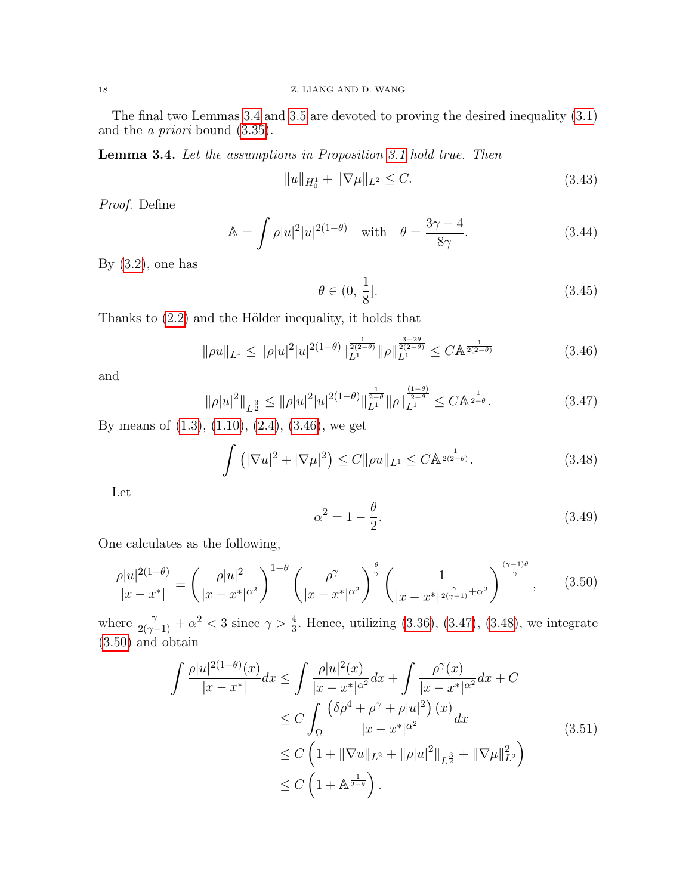The final two Lemmas 3.4 and 3.5 are devoted to proving the desired inequality (3.1) and the *a priori* bound (3.35).

**Lemma 3.4.** *Let the assumptions in Proposition 3.1 hold true. Then*

$$\|u\|_{H_0^1} + \|\nabla \mu\|_{L^2} \leq C. \tag{3.43}$$

*Proof.* Define

$$\mathbb{A} = \int \rho |u|^2 |u|^{2(1-\theta)} \quad \text{with} \quad \theta = \frac{3\gamma - 4}{8\gamma}. \tag{3.44}$$

By (3.2), one has

$$\theta \in (0, \, \frac{1}{8}]. \tag{3.45}$$

Thanks to (2.2) and the Hölder inequality, it holds that

$$\|\rho u\|_{L^1} \leq \|\rho |u|^2 |u|^{2(1-\theta)}\|_{L^1}^{\frac{1}{2(2-\theta)}} \|\rho\|_{L^1}^{\frac{3-2\theta}{2(2-\theta)}} \leq C \mathbb{A}^{\frac{1}{2(2-\theta)}} \tag{3.46}$$

and

$$\|\rho |u|^2\|_{L^{\frac{3}{2}}} \leq \|\rho |u|^2 |u|^{2(1-\theta)}\|_{L^1}^{\frac{1}{2-\theta}} \|\rho\|_{L^1}^{\frac{(1-\theta)}{2-\theta}} \leq C \mathbb{A}^{\frac{1}{2-\theta}}. \tag{3.47}$$

By means of (1.3), (1.10), (2.4), (3.46), we get

$$\int \left( |\nabla u|^2 + |\nabla \mu|^2 \right) \leq C \|\rho u\|_{L^1} \leq C \mathbb{A}^{\frac{1}{2(2-\theta)}}. \tag{3.48}$$

Let

$$\alpha^2 = 1 - \frac{\theta}{2}. \tag{3.49}$$

One calculates as the following,

$$\frac{\rho |u|^{2(1-\theta)}}{|x - x^*|} = \left( \frac{\rho |u|^2}{|x - x^*|^{\alpha^2}} \right)^{1-\theta} \left( \frac{\rho^\gamma}{|x - x^*|^{\alpha^2}} \right)^{\frac{\theta}{\gamma}} \left( \frac{1}{|x - x^*|^{\frac{\gamma}{2(\gamma-1)} + \alpha^2}} \right)^{\frac{(\gamma-1)\theta}{\gamma}}, \tag{3.50}$$

where $\frac{\gamma}{2(\gamma-1)} + \alpha^2 < 3$ since $\gamma > \frac{4}{3}$. Hence, utilizing (3.36), (3.47), (3.48), we integrate (3.50) and obtain

$$\begin{aligned}
\int \frac{\rho |u|^{2(1-\theta)}(x)}{|x - x^*|} dx &\leq \int \frac{\rho |u|^2(x)}{|x - x^*|^{\alpha^2}} dx + \int \frac{\rho^\gamma(x)}{|x - x^*|^{\alpha^2}} dx + C \\
&\leq C \int_\Omega \frac{\left( \delta \rho^4 + \rho^\gamma + \rho |u|^2 \right)(x)}{|x - x^*|^{\alpha^2}} dx \\
&\leq C \left( 1 + \|\nabla u\|_{L^2} + \|\rho |u|^2\|_{L^{\frac{3}{2}}} + \|\nabla \mu\|_{L^2}^2 \right) \\
&\leq C \left( 1 + \mathbb{A}^{\frac{1}{2-\theta}} \right).
\end{aligned} \tag{3.51}$$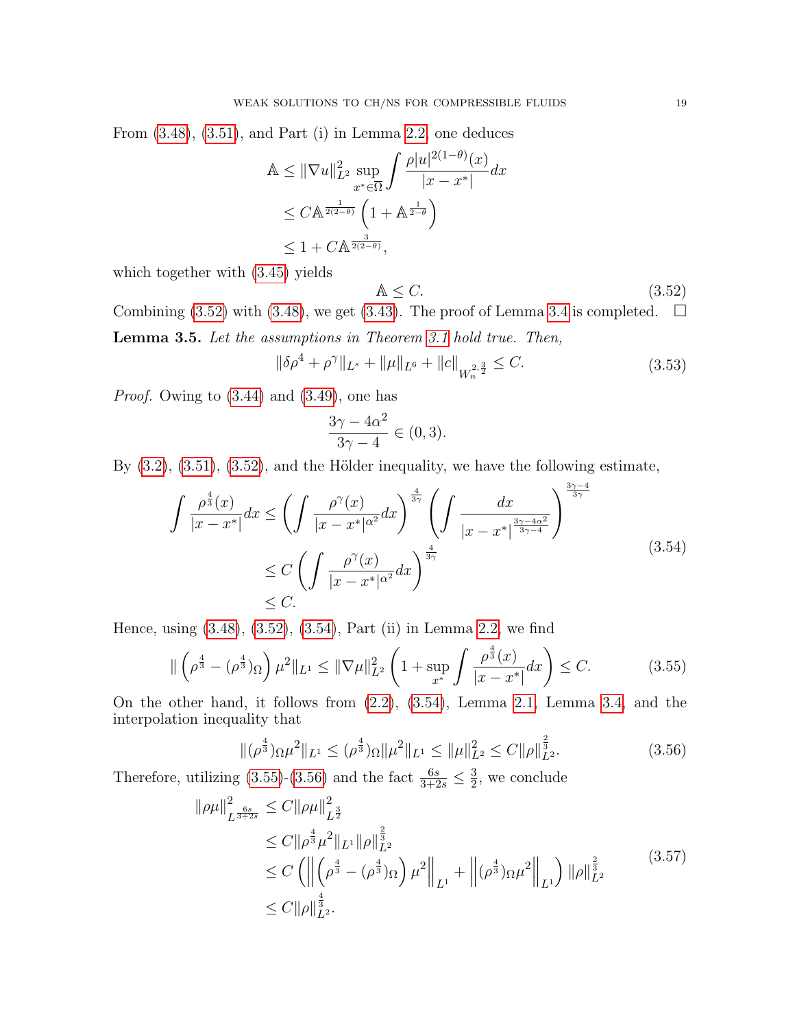From (3.48), (3.51), and Part (i) in Lemma 2.2, one deduces

$$
\begin{aligned}
\mathbb{A} &\le \|\nabla u\|_{L^2}^2 \sup_{x^*\in\overline{\Omega}} \int \frac{\rho |u|^{2(1-\theta)}(x)}{|x-x^*|}dx \\
&\le C\mathbb{A}^{\frac{1}{2(2-\theta)}}\left(1+\mathbb{A}^{\frac{1}{2-\theta}}\right) \\
&\le 1 + C\mathbb{A}^{\frac{3}{2(2-\theta)}},
\end{aligned}
$$

which together with (3.45) yields

$$
\mathbb{A} \le C. \tag{3.52}
$$

Combining (3.52) with (3.48), we get (3.43). The proof of Lemma 3.4 is completed. $\square$

**Lemma 3.5.** *Let the assumptions in Theorem 3.1 hold true. Then,*

$$
\|\delta\rho^4+\rho^\gamma\|_{L^s} + \|\mu\|_{L^6} + \|c\|_{W_n^{2,\frac{3}{2}}} \le C. \tag{3.53}
$$

*Proof.* Owing to (3.44) and (3.49), one has

$$
\frac{3\gamma-4\alpha^2}{3\gamma-4} \in (0,3).
$$

By (3.2), (3.51), (3.52), and the Hölder inequality, we have the following estimate,

$$
\begin{aligned}
\int \frac{\rho^{\frac{4}{3}}(x)}{|x-x^*|}dx &\le \left(\int \frac{\rho^\gamma(x)}{|x-x^*|^{\alpha^2}}dx\right)^{\frac{4}{3\gamma}} \left(\int \frac{dx}{|x-x^*|^{\frac{3\gamma-4\alpha^2}{3\gamma-4}}}\right)^{\frac{3\gamma-4}{3\gamma}} \\
&\le C\left(\int \frac{\rho^\gamma(x)}{|x-x^*|^{\alpha^2}}dx\right)^{\frac{4}{3\gamma}} \\
&\le C.
\end{aligned} \tag{3.54}
$$

Hence, using (3.48), (3.52), (3.54), Part (ii) in Lemma 2.2, we find

$$
\|\left(\rho^{\frac{4}{3}}-(\rho^{\frac{4}{3}})_\Omega\right)\mu^2\|_{L^1} \le \|\nabla\mu\|_{L^2}^2\left(1+\sup_{x^*}\int \frac{\rho^{\frac{4}{3}}(x)}{|x-x^*|}dx\right) \le C. \tag{3.55}
$$

On the other hand, it follows from (2.2), (3.54), Lemma 2.1, Lemma 3.4, and the interpolation inequality that

$$
\|(\rho^{\frac{4}{3}})_\Omega\mu^2\|_{L^1} \le (\rho^{\frac{4}{3}})_\Omega\|\mu^2\|_{L^1} \le \|\mu\|_{L^2}^2 \le C\|\rho\|_{L^2}^{\frac{2}{3}}. \tag{3.56}
$$

Therefore, utilizing (3.55)-(3.56) and the fact $\frac{6s}{3+2s}\le\frac{3}{2}$, we conclude

$$
\begin{aligned}
\|\rho\mu\|_{L^{\frac{6s}{3+2s}}}^2 &\le C\|\rho\mu\|_{L^{\frac{3}{2}}}^2 \\
&\le C\|\rho^{\frac{4}{3}}\mu^2\|_{L^1}\|\rho\|_{L^2}^{\frac{2}{3}} \\
&\le C\left(\left\|\left(\rho^{\frac{4}{3}}-(\rho^{\frac{4}{3}})_\Omega\right)\mu^2\right\|_{L^1} + \left\|(\rho^{\frac{4}{3}})_\Omega\mu^2\right\|_{L^1}\right)\|\rho\|_{L^2}^{\frac{2}{3}} \\
&\le C\|\rho\|_{L^2}^{\frac{4}{3}}.
\end{aligned} \tag{3.57}
$$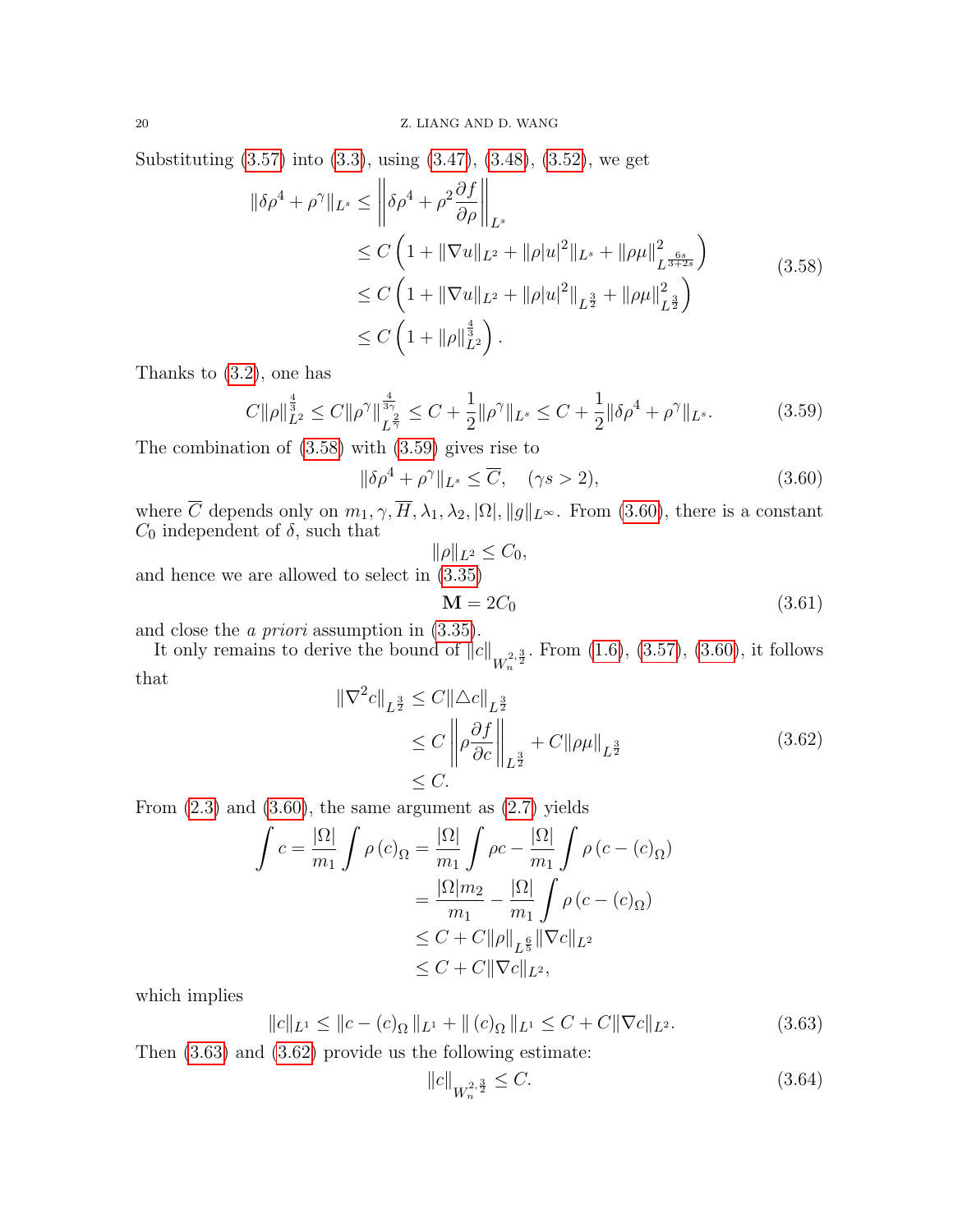Substituting (3.57) into (3.3), using (3.47), (3.48), (3.52), we get

$$
\begin{aligned}
\|\delta\rho^4 + \rho^\gamma\|_{L^s} &\le \left\| \delta\rho^4 + \rho^2 \frac{\partial f}{\partial \rho} \right\|_{L^s} \\
&\le C\left(1 + \|\nabla u\|_{L^2} + \|\rho|u|^2\|_{L^s} + \|\rho\mu\|^2_{L^{\frac{6s}{3+2s}}}\right) \\
&\le C\left(1 + \|\nabla u\|_{L^2} + \|\rho|u|^2\|_{L^{\frac{3}{2}}} + \|\rho\mu\|^2_{L^{\frac{3}{2}}}\right) \\
&\le C\left(1 + \|\rho\|^{\frac{4}{3}}_{L^2}\right).
\end{aligned}
\tag{3.58}
$$

Thanks to (3.2), one has

$$
C\|\rho\|^{\frac{4}{3}}_{L^2} \le C\|\rho^\gamma\|^{\frac{4}{3\gamma}}_{L^{\frac{2}{\gamma}}} \le C + \frac{1}{2}\|\rho^\gamma\|_{L^s} \le C + \frac{1}{2}\|\delta\rho^4 + \rho^\gamma\|_{L^s}. \tag{3.59}
$$

The combination of (3.58) with (3.59) gives rise to

$$
\|\delta\rho^4 + \rho^\gamma\|_{L^s} \le \overline{C}, \quad (\gamma s > 2), \tag{3.60}
$$

where $\overline{C}$ depends only on $m_1, \gamma, \overline{H}, \lambda_1, \lambda_2, |\Omega|, \|g\|_{L^\infty}$. From (3.60), there is a constant $C_0$ independent of $\delta$, such that

$$
\|\rho\|_{L^2} \le C_0,
$$

and hence we are allowed to select in (3.35)

$$
\mathbf{M} = 2C_0 \tag{3.61}
$$

and close the *a priori* assumption in (3.35).

It only remains to derive the bound of $\|c\|_{W^{2,\frac{3}{2}}_n}$. From (1.6), (3.57), (3.60), it follows that

$$
\begin{aligned}
\|\nabla^2 c\|_{L^{\frac{3}{2}}} &\le C\|\triangle c\|_{L^{\frac{3}{2}}} \\
&\le C\left\| \rho \frac{\partial f}{\partial c} \right\|_{L^{\frac{3}{2}}} + C\|\rho\mu\|_{L^{\frac{3}{2}}} \\
&\le C.
\end{aligned}
\tag{3.62}
$$

From (2.3) and (3.60), the same argument as (2.7) yields

$$
\begin{aligned}
\int c = \frac{|\Omega|}{m_1}\int \rho\,(c)_\Omega &= \frac{|\Omega|}{m_1}\int \rho c - \frac{|\Omega|}{m_1}\int \rho\,(c - (c)_\Omega) \\
&= \frac{|\Omega| m_2}{m_1} - \frac{|\Omega|}{m_1}\int \rho\,(c - (c)_\Omega) \\
&\le C + C\|\rho\|_{L^{\frac{6}{5}}}\|\nabla c\|_{L^2} \\
&\le C + C\|\nabla c\|_{L^2},
\end{aligned}
$$

which implies

$$
\|c\|_{L^1} \le \|c - (c)_\Omega\|_{L^1} + \|(c)_\Omega\|_{L^1} \le C + C\|\nabla c\|_{L^2}. \tag{3.63}
$$

Then (3.63) and (3.62) provide us the following estimate:

$$
\|c\|_{W^{2,\frac{3}{2}}_n} \le C. \tag{3.64}
$$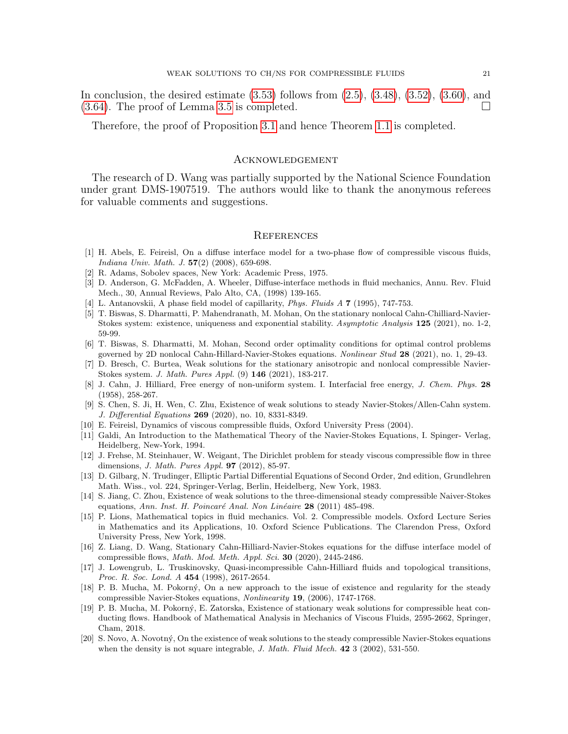In conclusion, the desired estimate (3.53) follows from (2.5), (3.48), (3.52), (3.60), and (3.64). The proof of Lemma 3.5 is completed. □

Therefore, the proof of Proposition 3.1 and hence Theorem 1.1 is completed.

## Acknowledgement

The research of D. Wang was partially supported by the National Science Foundation under grant DMS-1907519. The authors would like to thank the anonymous referees for valuable comments and suggestions.

## References

[1] H. Abels, E. Feireisl, On a diffuse interface model for a two-phase flow of compressible viscous fluids, *Indiana Univ. Math. J.* **57**(2) (2008), 659-698.

[2] R. Adams, Sobolev spaces, New York: Academic Press, 1975.

[3] D. Anderson, G. McFadden, A. Wheeler, Diffuse-interface methods in fluid mechanics, Annu. Rev. Fluid Mech., 30, Annual Reviews, Palo Alto, CA, (1998) 139-165.

[4] L. Antanovskii, A phase field model of capillarity, *Phys. Fluids A* **7** (1995), 747-753.

[5] T. Biswas, S. Dharmatti, P. Mahendranath, M. Mohan, On the stationary nonlocal Cahn-Chilliard-Navier-Stokes system: existence, uniqueness and exponential stability. *Asymptotic Analysis* **125** (2021), no. 1-2, 59-99.

[6] T. Biswas, S. Dharmatti, M. Mohan, Second order optimality conditions for optimal control problems governed by 2D nonlocal Cahn-Hillard-Navier-Stokes equations. *Nonlinear Stud* **28** (2021), no. 1, 29-43.

[7] D. Bresch, C. Burtea, Weak solutions for the stationary anisotropic and nonlocal compressible Navier-Stokes system. *J. Math. Pures Appl.* (9) **146** (2021), 183-217.

[8] J. Cahn, J. Hilliard, Free energy of non-uniform system. I. Interfacial free energy, *J. Chem. Phys.* **28** (1958), 258-267.

[9] S. Chen, S. Ji, H. Wen, C. Zhu, Existence of weak solutions to steady Navier-Stokes/Allen-Cahn system. *J. Differential Equations* **269** (2020), no. 10, 8331-8349.

[10] E. Feireisl, Dynamics of viscous compressible fluids, Oxford University Press (2004).

[11] Galdi, An Introduction to the Mathematical Theory of the Navier-Stokes Equations, I. Spinger- Verlag, Heidelberg, New-York, 1994.

[12] J. Frehse, M. Steinhauer, W. Weigant, The Dirichlet problem for steady viscous compressible flow in three dimensions, *J. Math. Pures Appl.* **97** (2012), 85-97.

[13] D. Gilbarg, N. Trudinger, Elliptic Partial Differential Equations of Second Order, 2nd edition, Grundlehren Math. Wiss., vol. 224, Springer-Verlag, Berlin, Heidelberg, New York, 1983.

[14] S. Jiang, C. Zhou, Existence of weak solutions to the three-dimensional steady compressible Naiver-Stokes equations, *Ann. Inst. H. Poincaré Anal. Non Linéaire* **28** (2011) 485-498.

[15] P. Lions, Mathematical topics in fluid mechanics. Vol. 2. Compressible models. Oxford Lecture Series in Mathematics and its Applications, 10. Oxford Science Publications. The Clarendon Press, Oxford University Press, New York, 1998.

[16] Z. Liang, D. Wang, Stationary Cahn-Hilliard-Navier-Stokes equations for the diffuse interface model of compressible flows, *Math. Mod. Meth. Appl. Sci.* **30** (2020), 2445-2486.

[17] J. Lowengrub, L. Truskinovsky, Quasi-incompressible Cahn-Hilliard fluids and topological transitions, *Proc. R. Soc. Lond. A* **454** (1998), 2617-2654.

[18] P. B. Mucha, M. Pokorný, On a new approach to the issue of existence and regularity for the steady compressible Navier-Stokes equations, *Nonlinearity* **19**, (2006), 1747-1768.

[19] P. B. Mucha, M. Pokorný, E. Zatorska, Existence of stationary weak solutions for compressible heat conducting flows. Handbook of Mathematical Analysis in Mechanics of Viscous Fluids, 2595-2662, Springer, Cham, 2018.

[20] S. Novo, A. Novotný, On the existence of weak solutions to the steady compressible Navier-Stokes equations when the density is not square integrable, *J. Math. Fluid Mech.* **42** 3 (2002), 531-550.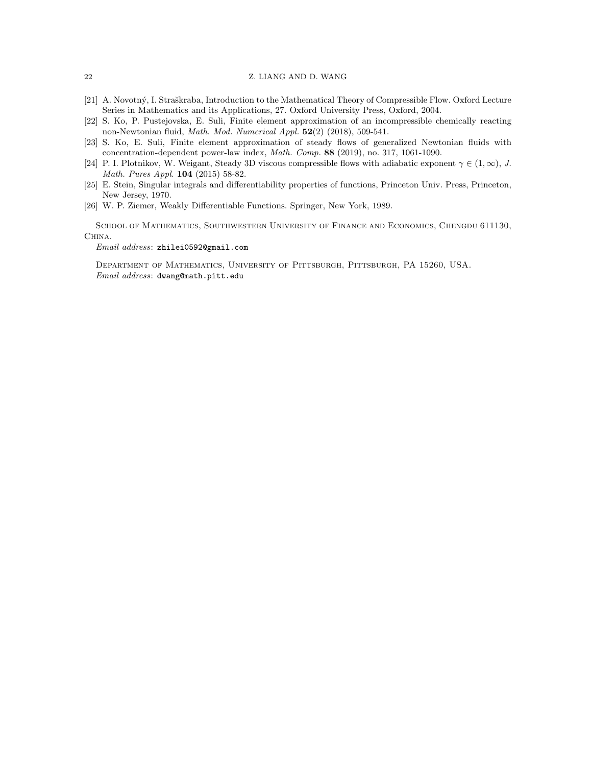[21] A. Novotný, I. Straškraba, Introduction to the Mathematical Theory of Compressible Flow. Oxford Lecture Series in Mathematics and its Applications, 27. Oxford University Press, Oxford, 2004.

[22] S. Ko, P. Pustejovska, E. Suli, Finite element approximation of an incompressible chemically reacting non-Newtonian fluid, *Math. Mod. Numerical Appl.* **52**(2) (2018), 509-541.

[23] S. Ko, E. Suli, Finite element approximation of steady flows of generalized Newtonian fluids with concentration-dependent power-law index, *Math. Comp.* **88** (2019), no. 317, 1061-1090.

[24] P. I. Plotnikov, W. Weigant, Steady 3D viscous compressible flows with adiabatic exponent $\gamma \in (1, \infty)$, *J. Math. Pures Appl.* **104** (2015) 58-82.

[25] E. Stein, Singular integrals and differentiability properties of functions, Princeton Univ. Press, Princeton, New Jersey, 1970.

[26] W. P. Ziemer, Weakly Differentiable Functions. Springer, New York, 1989.

School of Mathematics, Southwestern University of Finance and Economics, Chengdu 611130, China.

*Email address*: zhilei0592@gmail.com

Department of Mathematics, University of Pittsburgh, Pittsburgh, PA 15260, USA.

*Email address*: dwang@math.pitt.edu